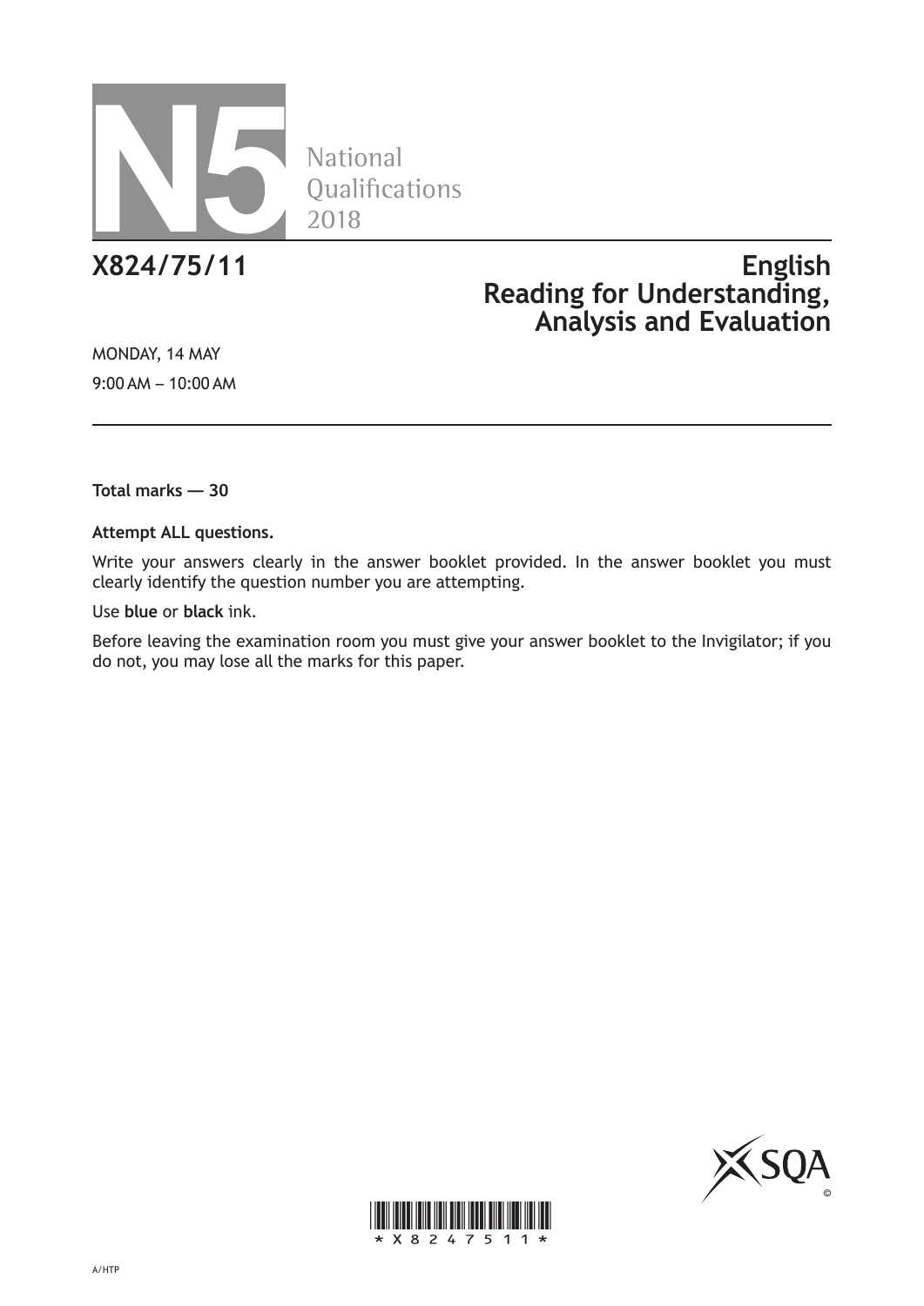# N5 National Qualifications 2018

**X824/75/11**

# English Reading for Understanding, Analysis and Evaluation

MONDAY, 14 MAY

9:00 AM – 10:00 AM

**Total marks — 30**

**Attempt ALL questions.**

Write your answers clearly in the answer booklet provided. In the answer booklet you must clearly identify the question number you are attempting.

Use **blue** or **black** ink.

Before leaving the examination room you must give your answer booklet to the Invigilator; if you do not, you may lose all the marks for this paper.

*X824751 1*

A/HTP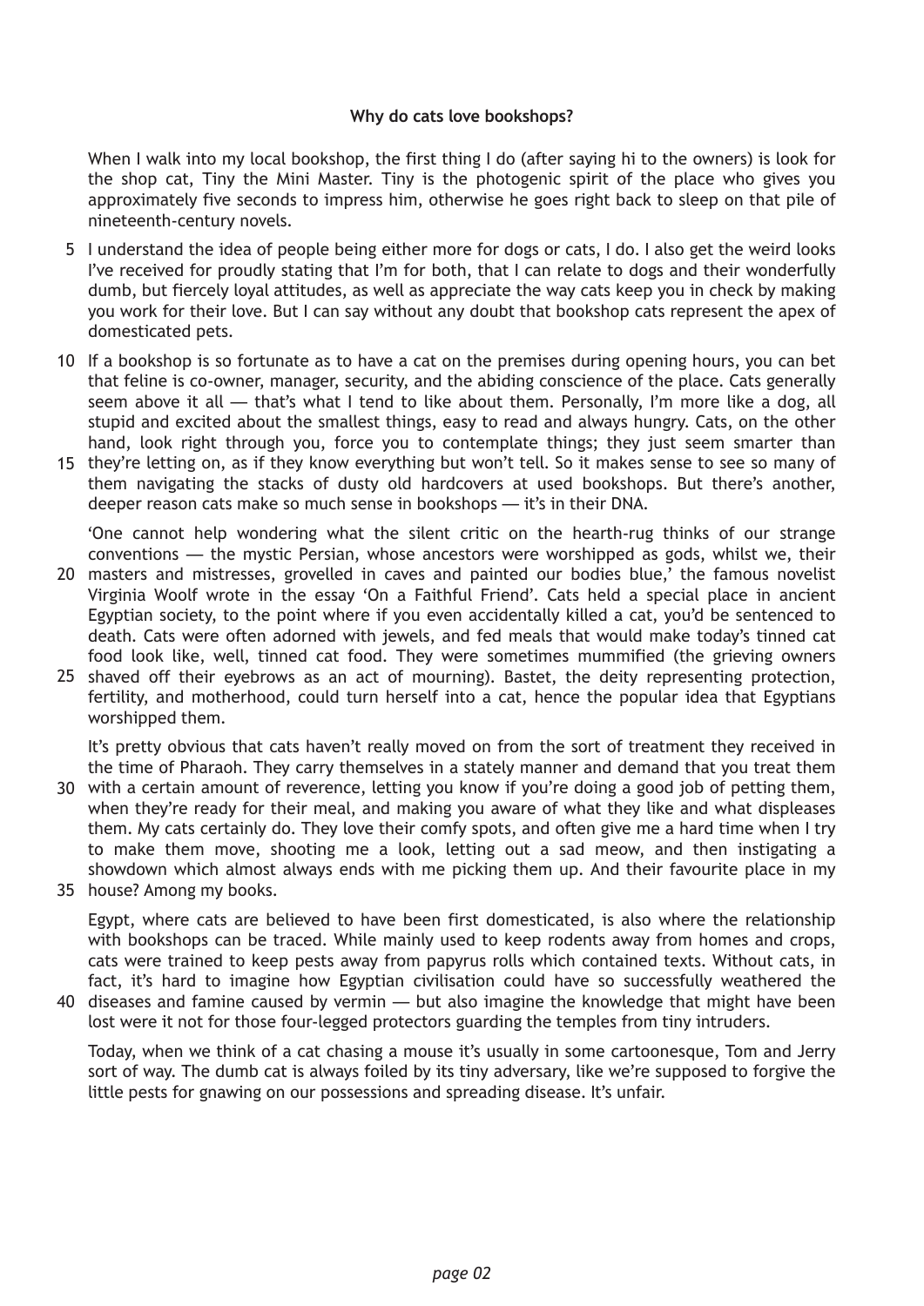**Why do cats love bookshops?**

When I walk into my local bookshop, the first thing I do (after saying hi to the owners) is look for the shop cat, Tiny the Mini Master. Tiny is the photogenic spirit of the place who gives you approximately five seconds to impress him, otherwise he goes right back to sleep on that pile of nineteenth-century novels.

I understand the idea of people being either more for dogs or cats, I do. I also get the weird looks I've received for proudly stating that I'm for both, that I can relate to dogs and their wonderfully dumb, but fiercely loyal attitudes, as well as appreciate the way cats keep you in check by making you work for their love. But I can say without any doubt that bookshop cats represent the apex of domesticated pets.

If a bookshop is so fortunate as to have a cat on the premises during opening hours, you can bet that feline is co-owner, manager, security, and the abiding conscience of the place. Cats generally seem above it all — that's what I tend to like about them. Personally, I'm more like a dog, all stupid and excited about the smallest things, easy to read and always hungry. Cats, on the other hand, look right through you, force you to contemplate things; they just seem smarter than they're letting on, as if they know everything but won't tell. So it makes sense to see so many of them navigating the stacks of dusty old hardcovers at used bookshops. But there's another, deeper reason cats make so much sense in bookshops — it's in their DNA.

'One cannot help wondering what the silent critic on the hearth-rug thinks of our strange conventions — the mystic Persian, whose ancestors were worshipped as gods, whilst we, their masters and mistresses, grovelled in caves and painted our bodies blue,' the famous novelist Virginia Woolf wrote in the essay 'On a Faithful Friend'. Cats held a special place in ancient Egyptian society, to the point where if you even accidentally killed a cat, you'd be sentenced to death. Cats were often adorned with jewels, and fed meals that would make today's tinned cat food look like, well, tinned cat food. They were sometimes mummified (the grieving owners shaved off their eyebrows as an act of mourning). Bastet, the deity representing protection, fertility, and motherhood, could turn herself into a cat, hence the popular idea that Egyptians worshipped them.

It's pretty obvious that cats haven't really moved on from the sort of treatment they received in the time of Pharaoh. They carry themselves in a stately manner and demand that you treat them with a certain amount of reverence, letting you know if you're doing a good job of petting them, when they're ready for their meal, and making you aware of what they like and what displeases them. My cats certainly do. They love their comfy spots, and often give me a hard time when I try to make them move, shooting me a look, letting out a sad meow, and then instigating a showdown which almost always ends with me picking them up. And their favourite place in my house? Among my books.

Egypt, where cats are believed to have been first domesticated, is also where the relationship with bookshops can be traced. While mainly used to keep rodents away from homes and crops, cats were trained to keep pests away from papyrus rolls which contained texts. Without cats, in fact, it's hard to imagine how Egyptian civilisation could have so successfully weathered the diseases and famine caused by vermin — but also imagine the knowledge that might have been lost were it not for those four-legged protectors guarding the temples from tiny intruders.

Today, when we think of a cat chasing a mouse it's usually in some cartoonesque, Tom and Jerry sort of way. The dumb cat is always foiled by its tiny adversary, like we're supposed to forgive the little pests for gnawing on our possessions and spreading disease. It's unfair.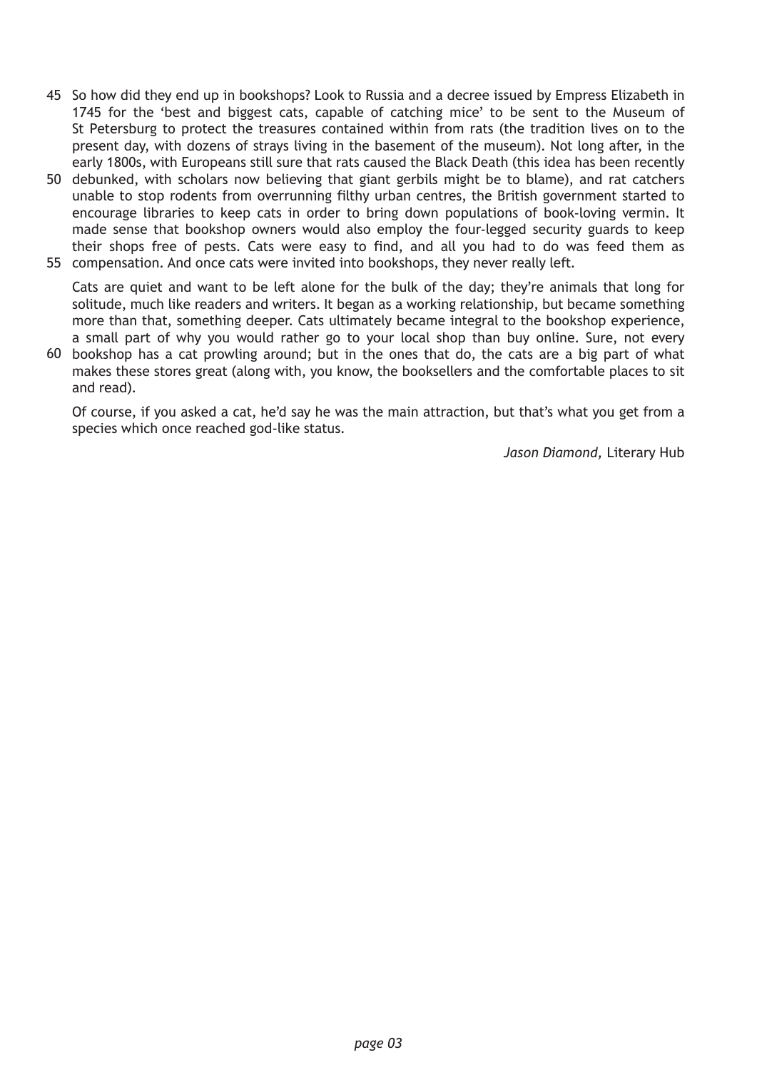So how did they end up in bookshops? Look to Russia and a decree issued by Empress Elizabeth in 1745 for the 'best and biggest cats, capable of catching mice' to be sent to the Museum of St Petersburg to protect the treasures contained within from rats (the tradition lives on to the present day, with dozens of strays living in the basement of the museum). Not long after, in the early 1800s, with Europeans still sure that rats caused the Black Death (this idea has been recently debunked, with scholars now believing that giant gerbils might be to blame), and rat catchers unable to stop rodents from overrunning filthy urban centres, the British government started to encourage libraries to keep cats in order to bring down populations of book-loving vermin. It made sense that bookshop owners would also employ the four-legged security guards to keep their shops free of pests. Cats were easy to find, and all you had to do was feed them as compensation. And once cats were invited into bookshops, they never really left.

Cats are quiet and want to be left alone for the bulk of the day; they're animals that long for solitude, much like readers and writers. It began as a working relationship, but became something more than that, something deeper. Cats ultimately became integral to the bookshop experience, a small part of why you would rather go to your local shop than buy online. Sure, not every bookshop has a cat prowling around; but in the ones that do, the cats are a big part of what makes these stores great (along with, you know, the booksellers and the comfortable places to sit and read).

Of course, if you asked a cat, he'd say he was the main attraction, but that's what you get from a species which once reached god-like status.

*Jason Diamond,* Literary Hub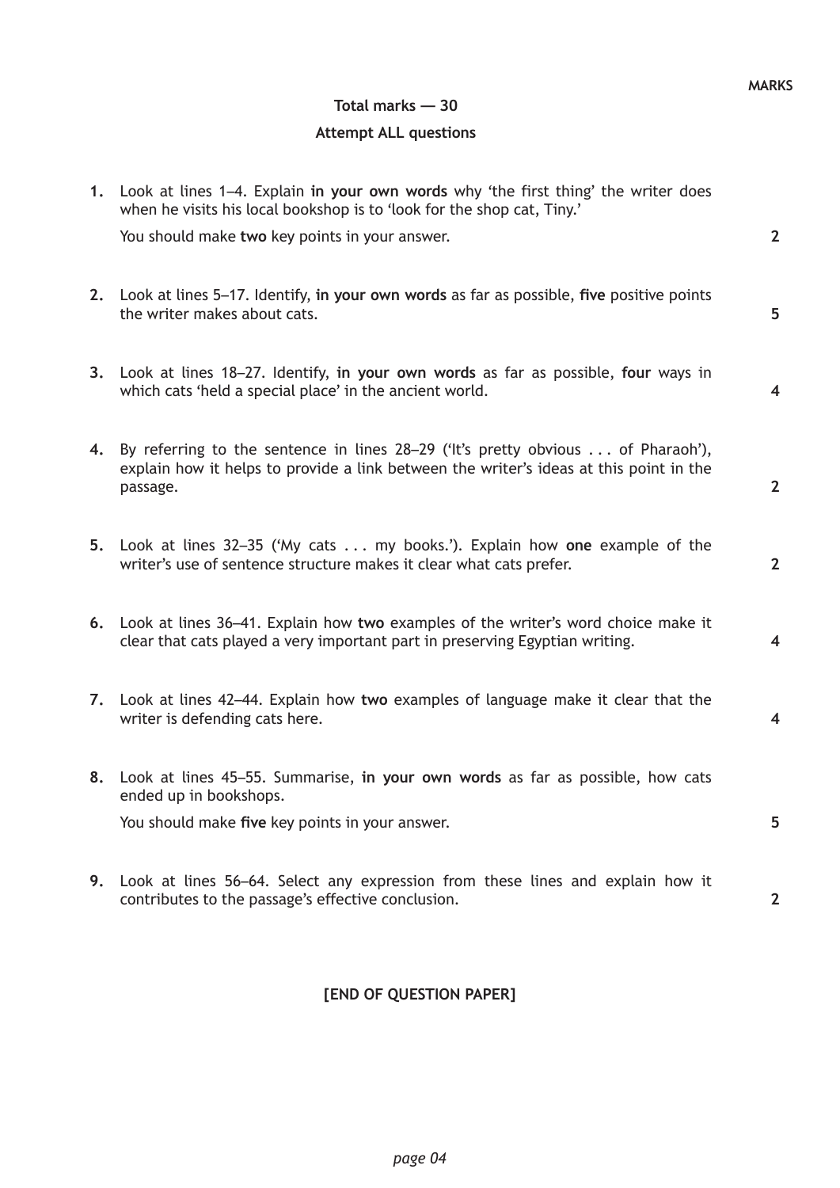MARKS

**Total marks — 30**

**Attempt ALL questions**

1. Look at lines 1–4. Explain **in your own words** why 'the first thing' the writer does when he visits his local bookshop is to 'look for the shop cat, Tiny.'

   You should make **two** key points in your answer. **2**

2. Look at lines 5–17. Identify, **in your own words** as far as possible, **five** positive points the writer makes about cats. **5**

3. Look at lines 18–27. Identify, **in your own words** as far as possible, **four** ways in which cats 'held a special place' in the ancient world. **4**

4. By referring to the sentence in lines 28–29 ('It's pretty obvious . . . of Pharaoh'), explain how it helps to provide a link between the writer's ideas at this point in the passage. **2**

5. Look at lines 32–35 ('My cats . . . my books.'). Explain how **one** example of the writer's use of sentence structure makes it clear what cats prefer. **2**

6. Look at lines 36–41. Explain how **two** examples of the writer's word choice make it clear that cats played a very important part in preserving Egyptian writing. **4**

7. Look at lines 42–44. Explain how **two** examples of language make it clear that the writer is defending cats here. **4**

8. Look at lines 45–55. Summarise, **in your own words** as far as possible, how cats ended up in bookshops.

   You should make **five** key points in your answer. **5**

9. Look at lines 56–64. Select any expression from these lines and explain how it contributes to the passage's effective conclusion. **2**

**[END OF QUESTION PAPER]**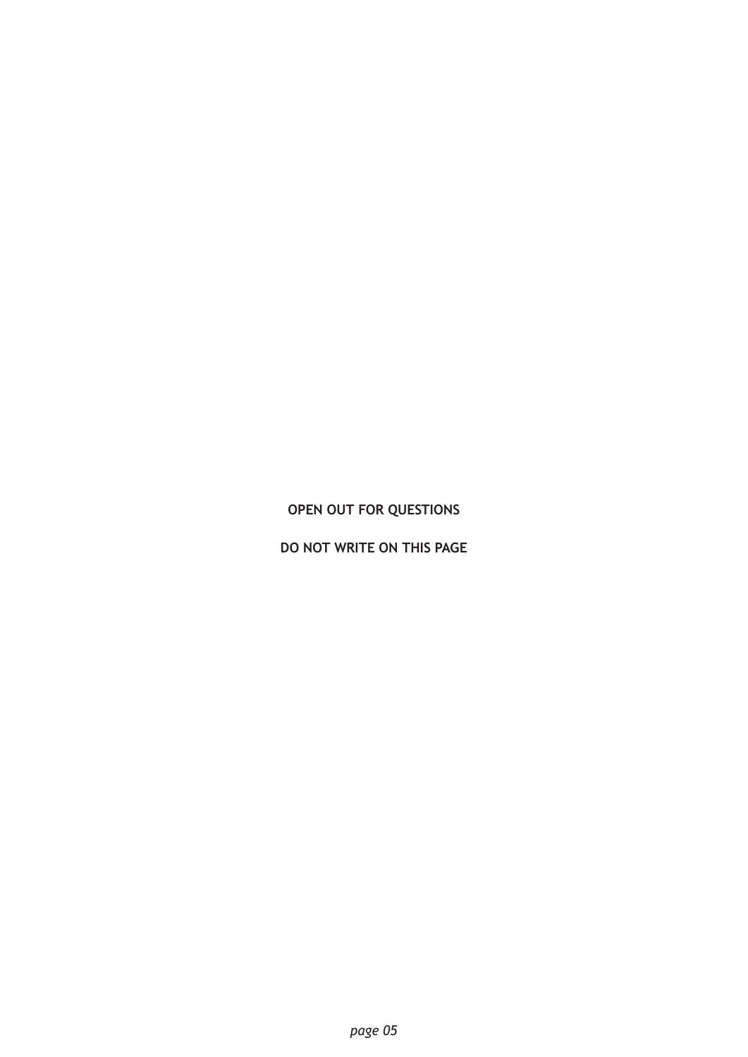**OPEN OUT FOR QUESTIONS**

**DO NOT WRITE ON THIS PAGE**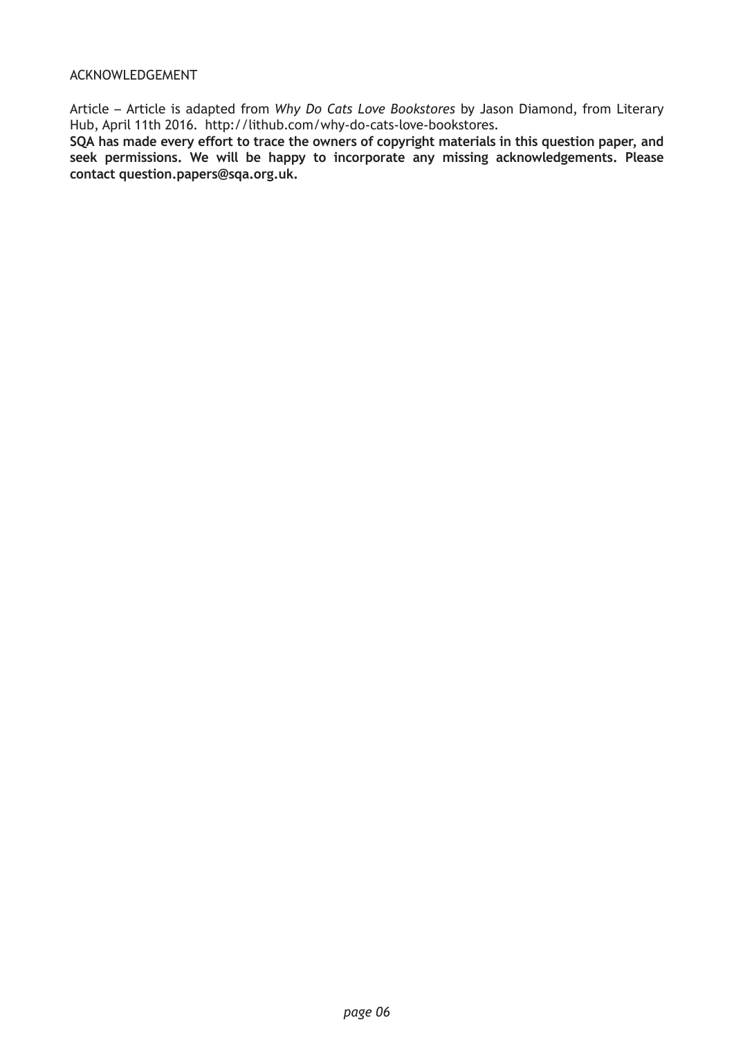ACKNOWLEDGEMENT

Article – Article is adapted from *Why Do Cats Love Bookstores* by Jason Diamond, from Literary Hub, April 11th 2016. http://lithub.com/why-do-cats-love-bookstores.

**SQA has made every effort to trace the owners of copyright materials in this question paper, and seek permissions. We will be happy to incorporate any missing acknowledgements. Please contact question.papers@sqa.org.uk.**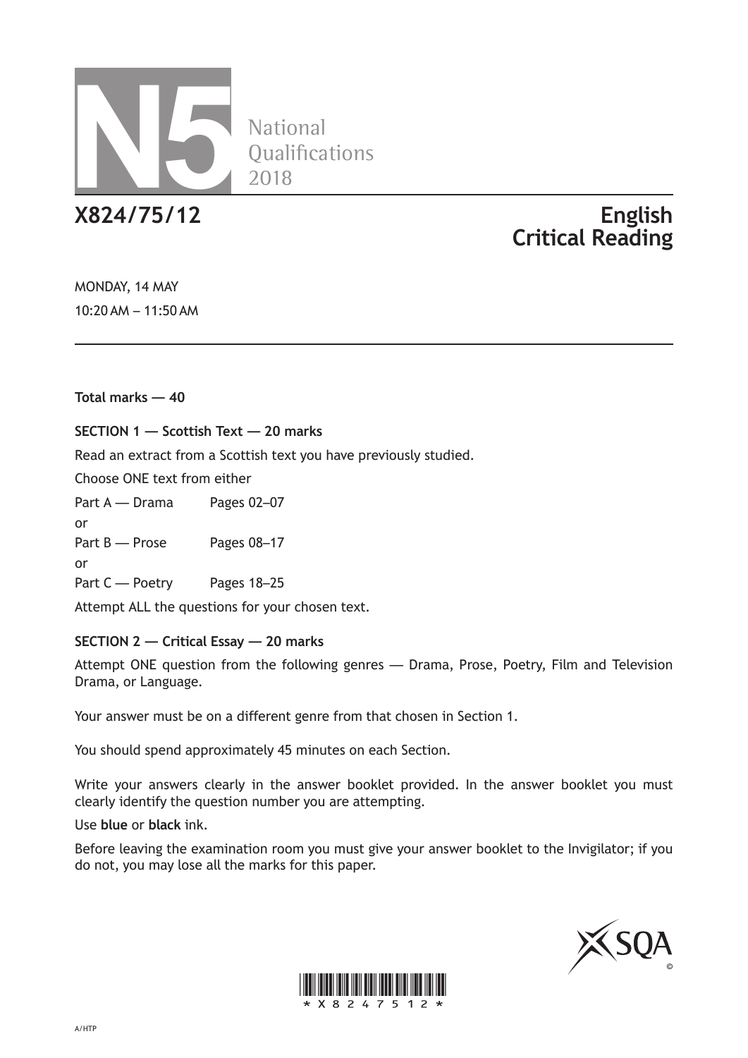# N5 National Qualifications 2018

## X824/75/12

# English Critical Reading

MONDAY, 14 MAY

10:20 AM – 11:50 AM

**Total marks — 40**

**SECTION 1 — Scottish Text — 20 marks**

Read an extract from a Scottish text you have previously studied.

Choose ONE text from either

Part A — Drama Pages 02–07

or

Part B — Prose Pages 08–17

or

Part C — Poetry Pages 18–25

Attempt ALL the questions for your chosen text.

**SECTION 2 — Critical Essay — 20 marks**

Attempt ONE question from the following genres — Drama, Prose, Poetry, Film and Television Drama, or Language.

Your answer must be on a different genre from that chosen in Section 1.

You should spend approximately 45 minutes on each Section.

Write your answers clearly in the answer booklet provided. In the answer booklet you must clearly identify the question number you are attempting.

Use **blue** or **black** ink.

Before leaving the examination room you must give your answer booklet to the Invigilator; if you do not, you may lose all the marks for this paper.

A/HTP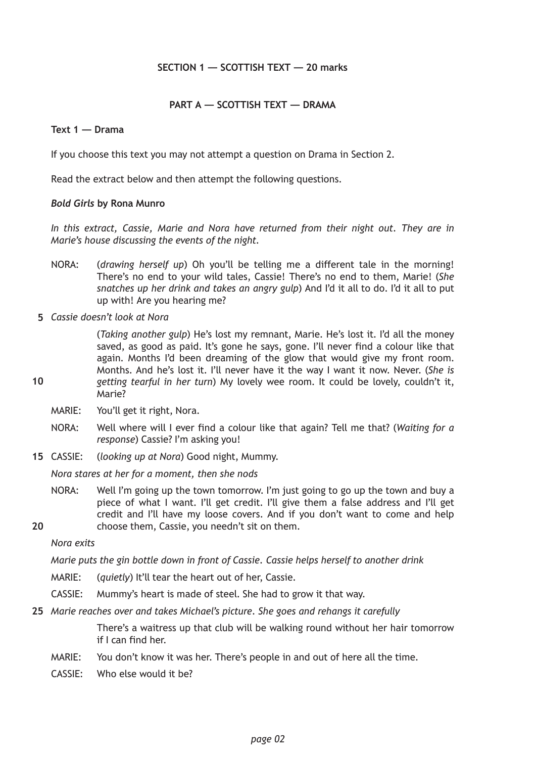**SECTION 1 — SCOTTISH TEXT — 20 marks**

**PART A — SCOTTISH TEXT — DRAMA**

**Text 1 — Drama**

If you choose this text you may not attempt a question on Drama in Section 2.

Read the extract below and then attempt the following questions.

***Bold Girls* by Rona Munro**

*In this extract, Cassie, Marie and Nora have returned from their night out. They are in Marie's house discussing the events of the night.*

NORA: (*drawing herself up*) Oh you'll be telling me a different tale in the morning! There's no end to your wild tales, Cassie! There's no end to them, Marie! (*She snatches up her drink and takes an angry gulp*) And I'd it all to do. I'd it all to put up with! Are you hearing me?

5 *Cassie doesn't look at Nora*

(*Taking another gulp*) He's lost my remnant, Marie. He's lost it. I'd all the money saved, as good as paid. It's gone he says, gone. I'll never find a colour like that again. Months I'd been dreaming of the glow that would give my front room. Months. And he's lost it. I'll never have it the way I want it now. Never. (*She is getting tearful in her turn*) My lovely wee room. It could be lovely, couldn't it, Marie?

10

MARIE: You'll get it right, Nora.

NORA: Well where will I ever find a colour like that again? Tell me that? (*Waiting for a response*) Cassie? I'm asking you!

15 CASSIE: (*looking up at Nora*) Good night, Mummy.

*Nora stares at her for a moment, then she nods*

NORA: Well I'm going up the town tomorrow. I'm just going to go up the town and buy a piece of what I want. I'll get credit. I'll give them a false address and I'll get credit and I'll have my loose covers. And if you don't want to come and help choose them, Cassie, you needn't sit on them.

20

*Nora exits*

*Marie puts the gin bottle down in front of Cassie. Cassie helps herself to another drink*

MARIE: (*quietly*) It'll tear the heart out of her, Cassie.

CASSIE: Mummy's heart is made of steel. She had to grow it that way.

25 *Marie reaches over and takes Michael's picture. She goes and rehangs it carefully*

There's a waitress up that club will be walking round without her hair tomorrow if I can find her.

MARIE: You don't know it was her. There's people in and out of here all the time.

CASSIE: Who else would it be?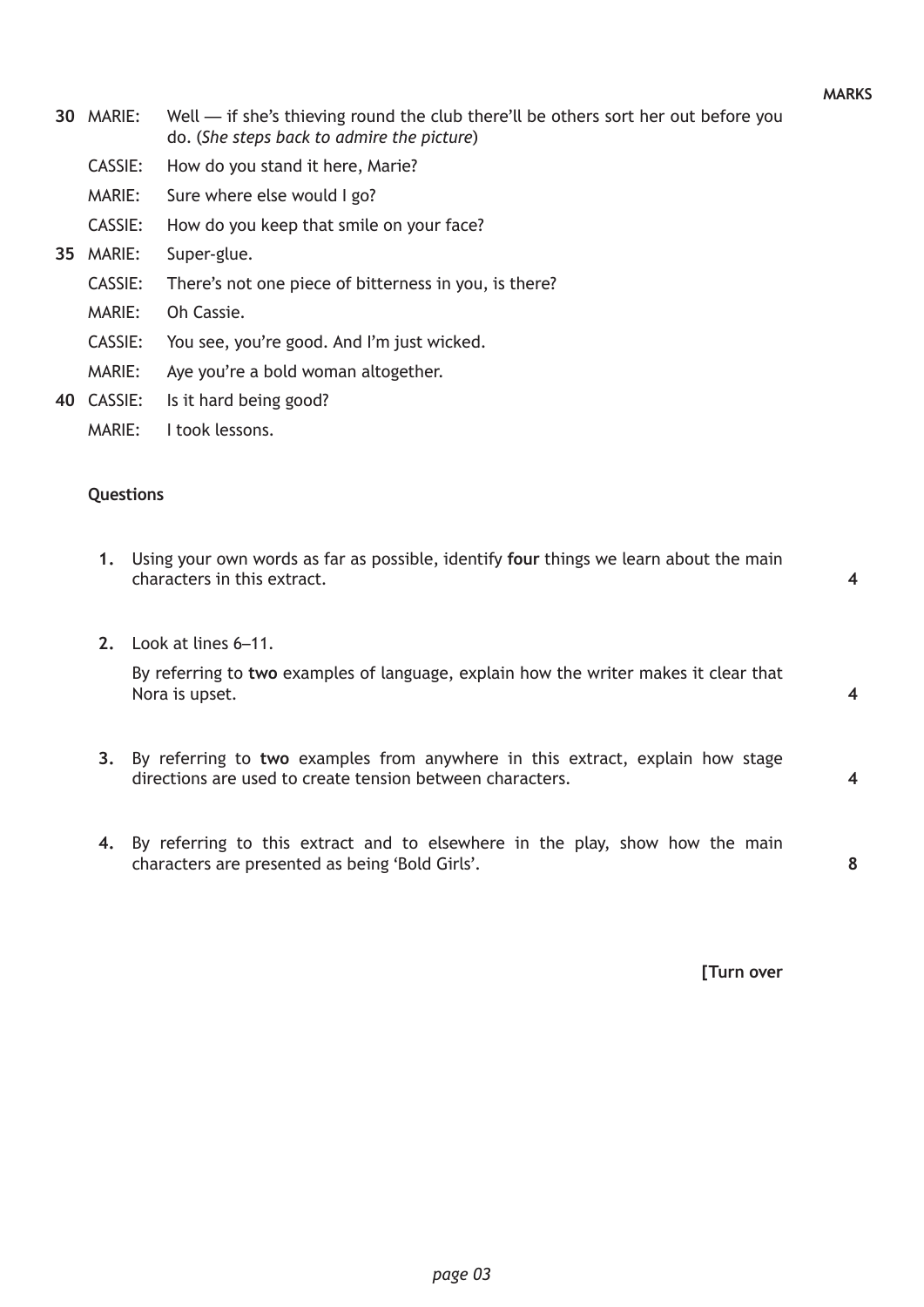MARKS

30 MARIE: Well — if she's thieving round the club there'll be others sort her out before you do. (*She steps back to admire the picture*)

CASSIE: How do you stand it here, Marie?

MARIE: Sure where else would I go?

CASSIE: How do you keep that smile on your face?

35 MARIE: Super-glue.

CASSIE: There's not one piece of bitterness in you, is there?

MARIE: Oh Cassie.

CASSIE: You see, you're good. And I'm just wicked.

MARIE: Aye you're a bold woman altogether.

40 CASSIE: Is it hard being good?

MARIE: I took lessons.

**Questions**

1. Using your own words as far as possible, identify **four** things we learn about the main characters in this extract. **4**

2. Look at lines 6–11.

   By referring to **two** examples of language, explain how the writer makes it clear that Nora is upset. **4**

3. By referring to **two** examples from anywhere in this extract, explain how stage directions are used to create tension between characters. **4**

4. By referring to this extract and to elsewhere in the play, show how the main characters are presented as being 'Bold Girls'. **8**

**[Turn over**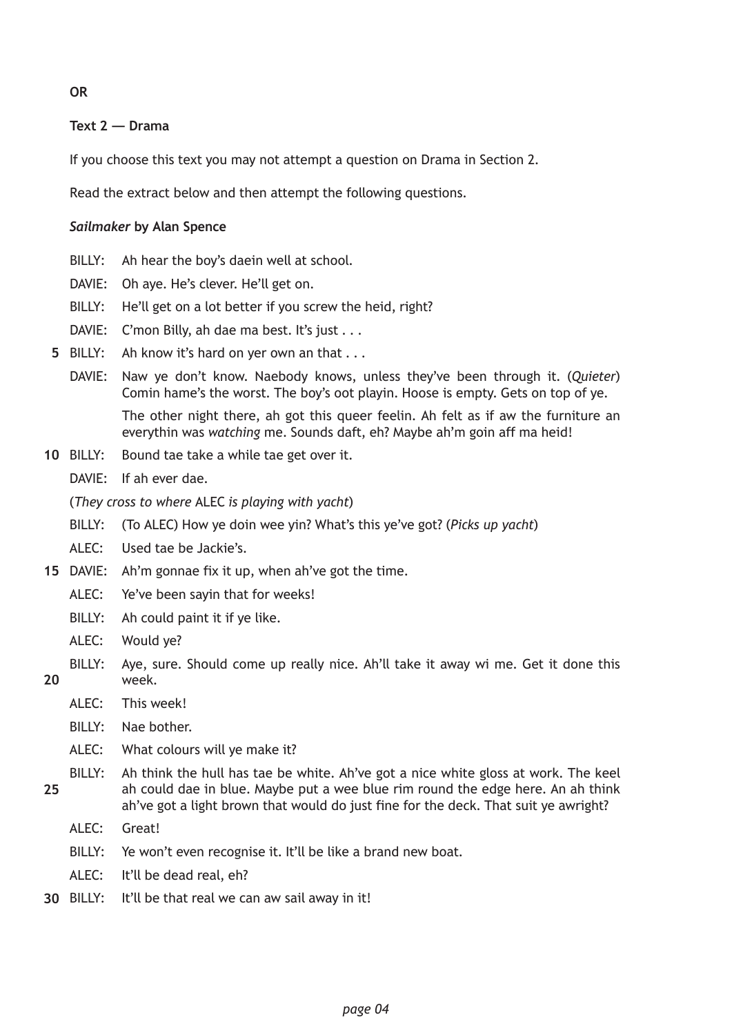**OR**

**Text 2 — Drama**

If you choose this text you may not attempt a question on Drama in Section 2.

Read the extract below and then attempt the following questions.

***Sailmaker* by Alan Spence**

BILLY: Ah hear the boy's daein well at school.

DAVIE: Oh aye. He's clever. He'll get on.

BILLY: He'll get on a lot better if you screw the heid, right?

DAVIE: C'mon Billy, ah dae ma best. It's just . . .

5 BILLY: Ah know it's hard on yer own an that . . .

DAVIE: Naw ye don't know. Naebody knows, unless they've been through it. (*Quieter*) Comin hame's the worst. The boy's oot playin. Hoose is empty. Gets on top of ye.

The other night there, ah got this queer feelin. Ah felt as if aw the furniture an everythin was *watching* me. Sounds daft, eh? Maybe ah'm goin aff ma heid!

10 BILLY: Bound tae take a while tae get over it.

DAVIE: If ah ever dae.

(*They cross to where* ALEC *is playing with yacht*)

BILLY: (To ALEC) How ye doin wee yin? What's this ye've got? (*Picks up yacht*)

ALEC: Used tae be Jackie's.

15 DAVIE: Ah'm gonnae fix it up, when ah've got the time.

ALEC: Ye've been sayin that for weeks!

BILLY: Ah could paint it if ye like.

ALEC: Would ye?

BILLY: Aye, sure. Should come up really nice. Ah'll take it away wi me. Get it done this
20 week.

ALEC: This week!

BILLY: Nae bother.

ALEC: What colours will ye make it?

BILLY: Ah think the hull has tae be white. Ah've got a nice white gloss at work. The keel
25 ah could dae in blue. Maybe put a wee blue rim round the edge here. An ah think ah've got a light brown that would do just fine for the deck. That suit ye awright?

ALEC: Great!

BILLY: Ye won't even recognise it. It'll be like a brand new boat.

ALEC: It'll be dead real, eh?

30 BILLY: It'll be that real we can aw sail away in it!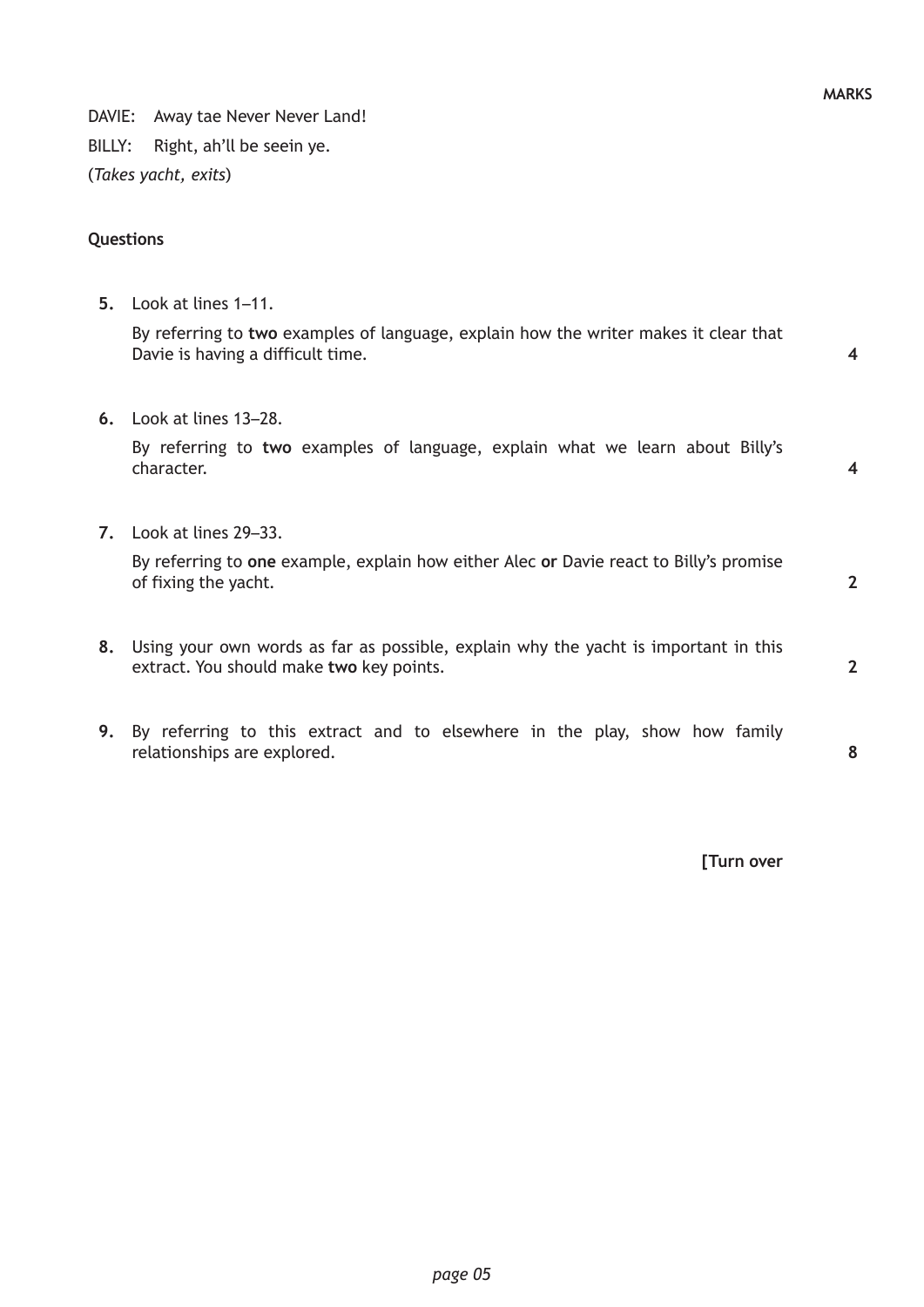DAVIE: Away tae Never Never Land!

BILLY: Right, ah'll be seein ye.

(*Takes yacht, exits*)

**Questions**

**MARKS**

**5.** Look at lines 1–11.

By referring to **two** examples of language, explain how the writer makes it clear that Davie is having a difficult time. **4**

**6.** Look at lines 13–28.

By referring to **two** examples of language, explain what we learn about Billy's character. **4**

**7.** Look at lines 29–33.

By referring to **one** example, explain how either Alec **or** Davie react to Billy's promise of fixing the yacht. **2**

**8.** Using your own words as far as possible, explain why the yacht is important in this extract. You should make **two** key points. **2**

**9.** By referring to this extract and to elsewhere in the play, show how family relationships are explored. **8**

**[Turn over**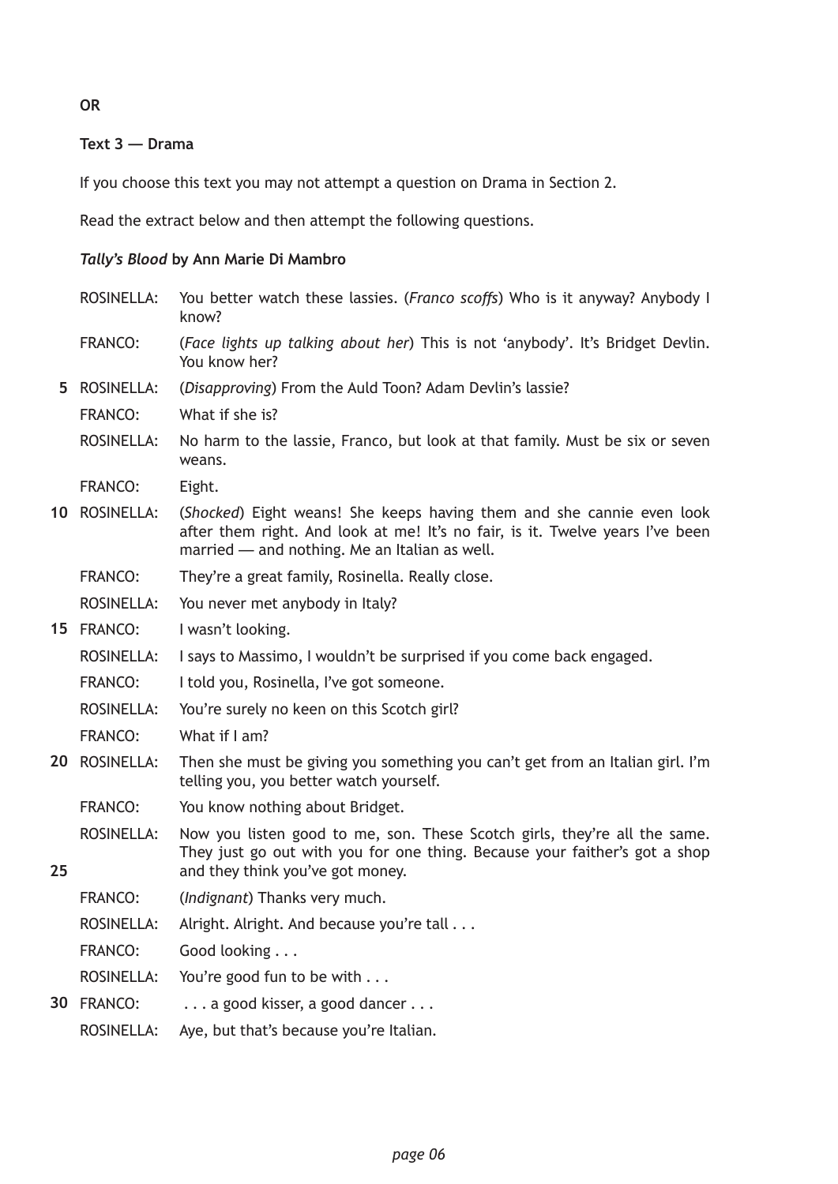**OR**

**Text 3 — Drama**

If you choose this text you may not attempt a question on Drama in Section 2.

Read the extract below and then attempt the following questions.

***Tally's Blood* by Ann Marie Di Mambro**

| | | |
|---|---|---|
| | ROSINELLA: | You better watch these lassies. (*Franco scoffs*) Who is it anyway? Anybody I know? |
| | FRANCO: | (*Face lights up talking about her*) This is not 'anybody'. It's Bridget Devlin. You know her? |
| 5 | ROSINELLA: | (*Disapproving*) From the Auld Toon? Adam Devlin's lassie? |
| | FRANCO: | What if she is? |
| | ROSINELLA: | No harm to the lassie, Franco, but look at that family. Must be six or seven weans. |
| | FRANCO: | Eight. |
| 10 | ROSINELLA: | (*Shocked*) Eight weans! She keeps having them and she cannie even look after them right. And look at me! It's no fair, is it. Twelve years I've been married — and nothing. Me an Italian as well. |
| | FRANCO: | They're a great family, Rosinella. Really close. |
| | ROSINELLA: | You never met anybody in Italy? |
| 15 | FRANCO: | I wasn't looking. |
| | ROSINELLA: | I says to Massimo, I wouldn't be surprised if you come back engaged. |
| | FRANCO: | I told you, Rosinella, I've got someone. |
| | ROSINELLA: | You're surely no keen on this Scotch girl? |
| | FRANCO: | What if I am? |
| 20 | ROSINELLA: | Then she must be giving you something you can't get from an Italian girl. I'm telling you, you better watch yourself. |
| | FRANCO: | You know nothing about Bridget. |
| | ROSINELLA: | Now you listen good to me, son. These Scotch girls, they're all the same. They just go out with you for one thing. Because your faither's got a shop |
| 25 | | and they think you've got money. |
| | FRANCO: | (*Indignant*) Thanks very much. |
| | ROSINELLA: | Alright. Alright. And because you're tall . . . |
| | FRANCO: | Good looking . . . |
| | ROSINELLA: | You're good fun to be with . . . |
| 30 | FRANCO: | . . . a good kisser, a good dancer . . . |
| | ROSINELLA: | Aye, but that's because you're Italian. |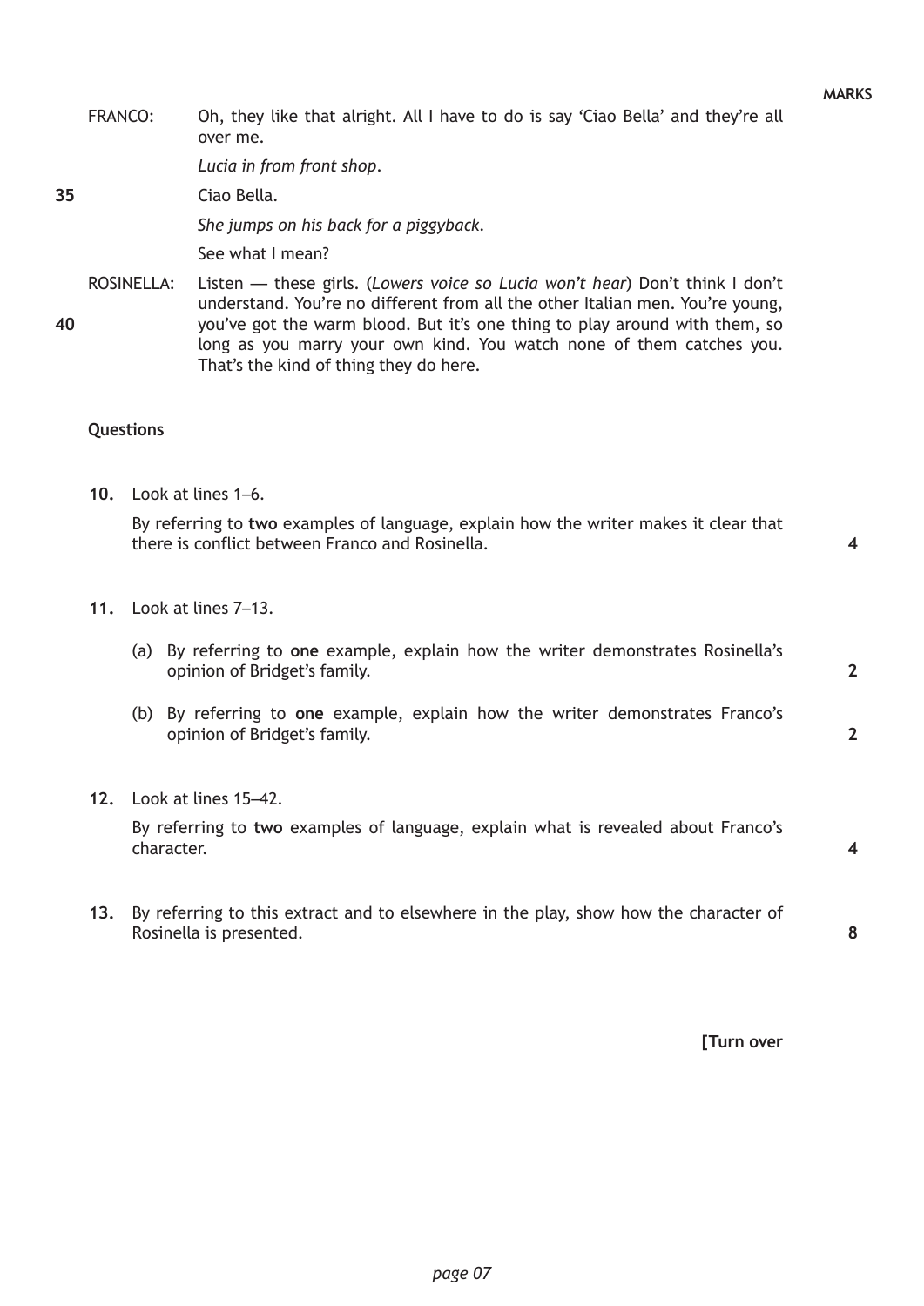**MARKS**

FRANCO: Oh, they like that alright. All I have to do is say 'Ciao Bella' and they're all over me.

*Lucia in from front shop.*

35 Ciao Bella.

*She jumps on his back for a piggyback.*

See what I mean?

ROSINELLA: Listen — these girls. (*Lowers voice so Lucia won't hear*) Don't think I don't understand. You're no different from all the other Italian men. You're young,

40 you've got the warm blood. But it's one thing to play around with them, so long as you marry your own kind. You watch none of them catches you. That's the kind of thing they do here.

**Questions**

**10.** Look at lines 1–6.

By referring to **two** examples of language, explain how the writer makes it clear that there is conflict between Franco and Rosinella. **4**

**11.** Look at lines 7–13.

(a) By referring to **one** example, explain how the writer demonstrates Rosinella's opinion of Bridget's family. **2**

(b) By referring to **one** example, explain how the writer demonstrates Franco's opinion of Bridget's family. **2**

**12.** Look at lines 15–42.

By referring to **two** examples of language, explain what is revealed about Franco's character. **4**

**13.** By referring to this extract and to elsewhere in the play, show how the character of Rosinella is presented. **8**

**[Turn over**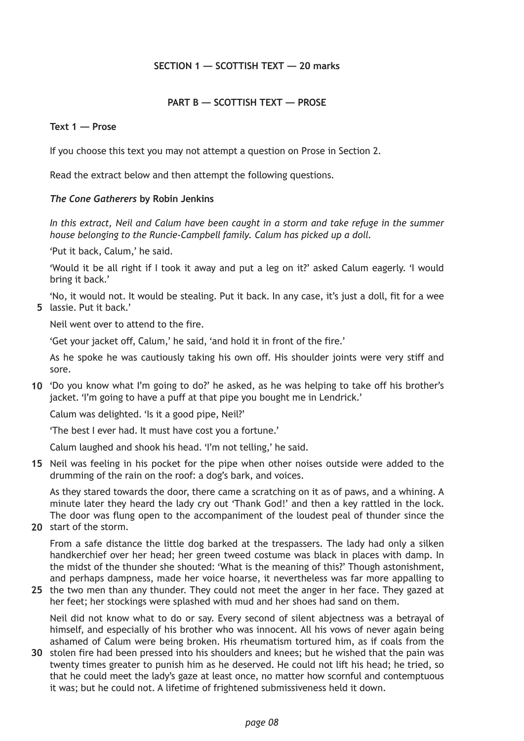**SECTION 1 — SCOTTISH TEXT — 20 marks**

**PART B — SCOTTISH TEXT — PROSE**

**Text 1 — Prose**

If you choose this text you may not attempt a question on Prose in Section 2.

Read the extract below and then attempt the following questions.

***The Cone Gatherers* by Robin Jenkins**

*In this extract, Neil and Calum have been caught in a storm and take refuge in the summer house belonging to the Runcie-Campbell family. Calum has picked up a doll.*

'Put it back, Calum,' he said.

'Would it be all right if I took it away and put a leg on it?' asked Calum eagerly. 'I would bring it back.'

'No, it would not. It would be stealing. Put it back. In any case, it's just a doll, fit for a wee **5** lassie. Put it back.'

Neil went over to attend to the fire.

'Get your jacket off, Calum,' he said, 'and hold it in front of the fire.'

As he spoke he was cautiously taking his own off. His shoulder joints were very stiff and sore.

**10** 'Do you know what I'm going to do?' he asked, as he was helping to take off his brother's jacket. 'I'm going to have a puff at that pipe you bought me in Lendrick.'

Calum was delighted. 'Is it a good pipe, Neil?'

'The best I ever had. It must have cost you a fortune.'

Calum laughed and shook his head. 'I'm not telling,' he said.

**15** Neil was feeling in his pocket for the pipe when other noises outside were added to the drumming of the rain on the roof: a dog's bark, and voices.

As they stared towards the door, there came a scratching on it as of paws, and a whining. A minute later they heard the lady cry out 'Thank God!' and then a key rattled in the lock. The door was flung open to the accompaniment of the loudest peal of thunder since the **20** start of the storm.

From a safe distance the little dog barked at the trespassers. The lady had only a silken handkerchief over her head; her green tweed costume was black in places with damp. In the midst of the thunder she shouted: 'What is the meaning of this?' Though astonishment, and perhaps dampness, made her voice hoarse, it nevertheless was far more appalling to **25** the two men than any thunder. They could not meet the anger in her face. They gazed at her feet; her stockings were splashed with mud and her shoes had sand on them.

Neil did not know what to do or say. Every second of silent abjectness was a betrayal of himself, and especially of his brother who was innocent. All his vows of never again being ashamed of Calum were being broken. His rheumatism tortured him, as if coals from the **30** stolen fire had been pressed into his shoulders and knees; but he wished that the pain was twenty times greater to punish him as he deserved. He could not lift his head; he tried, so that he could meet the lady's gaze at least once, no matter how scornful and contemptuous it was; but he could not. A lifetime of frightened submissiveness held it down.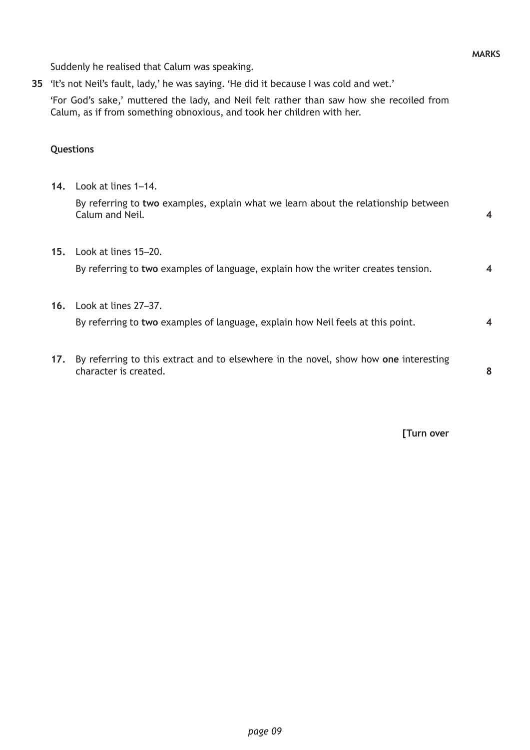Suddenly he realised that Calum was speaking.

35 'It's not Neil's fault, lady,' he was saying. 'He did it because I was cold and wet.'

'For God's sake,' muttered the lady, and Neil felt rather than saw how she recoiled from Calum, as if from something obnoxious, and took her children with her.

**Questions**

**14.** Look at lines 1–14.

By referring to **two** examples, explain what we learn about the relationship between Calum and Neil. **4**

**15.** Look at lines 15–20.

By referring to **two** examples of language, explain how the writer creates tension. **4**

**16.** Look at lines 27–37.

By referring to **two** examples of language, explain how Neil feels at this point. **4**

**17.** By referring to this extract and to elsewhere in the novel, show how **one** interesting character is created. **8**

**[Turn over**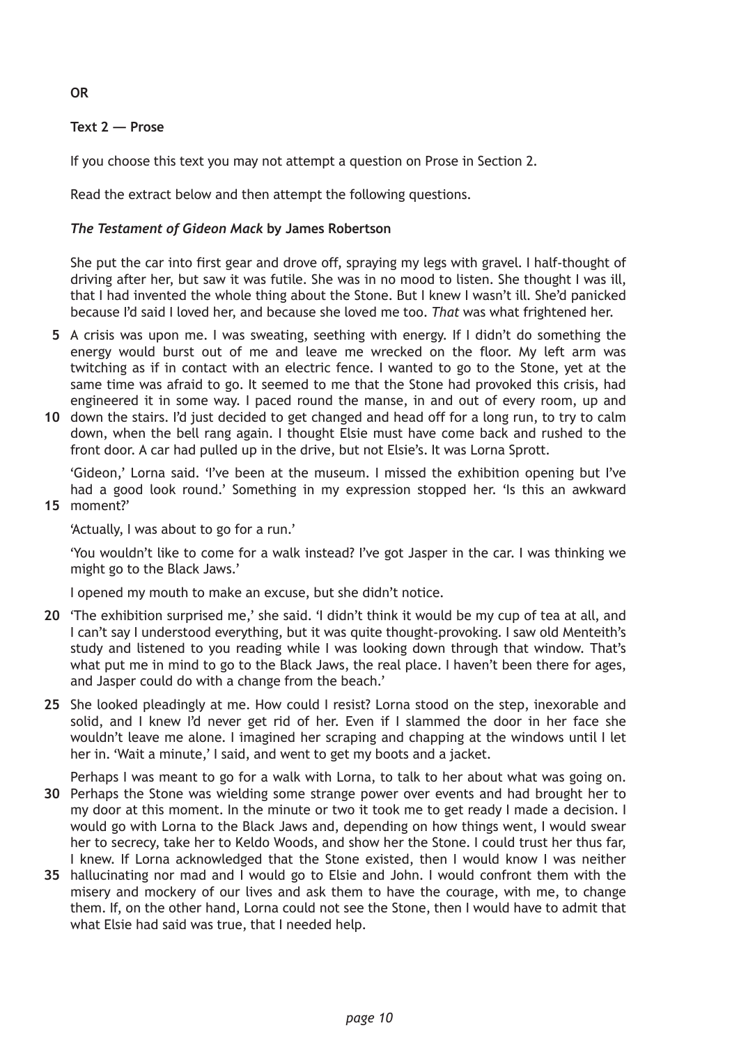**OR**

**Text 2 — Prose**

If you choose this text you may not attempt a question on Prose in Section 2.

Read the extract below and then attempt the following questions.

***The Testament of Gideon Mack* by James Robertson**

She put the car into first gear and drove off, spraying my legs with gravel. I half-thought of driving after her, but saw it was futile. She was in no mood to listen. She thought I was ill, that I had invented the whole thing about the Stone. But I knew I wasn't ill. She'd panicked because I'd said I loved her, and because she loved me too. *That* was what frightened her.

A crisis was upon me. I was sweating, seething with energy. If I didn't do something the energy would burst out of me and leave me wrecked on the floor. My left arm was twitching as if in contact with an electric fence. I wanted to go to the Stone, yet at the same time was afraid to go. It seemed to me that the Stone had provoked this crisis, had engineered it in some way. I paced round the manse, in and out of every room, up and down the stairs. I'd just decided to get changed and head off for a long run, to try to calm down, when the bell rang again. I thought Elsie must have come back and rushed to the front door. A car had pulled up in the drive, but not Elsie's. It was Lorna Sprott.

'Gideon,' Lorna said. 'I've been at the museum. I missed the exhibition opening but I've had a good look round.' Something in my expression stopped her. 'Is this an awkward moment?'

'Actually, I was about to go for a run.'

'You wouldn't like to come for a walk instead? I've got Jasper in the car. I was thinking we might go to the Black Jaws.'

I opened my mouth to make an excuse, but she didn't notice.

'The exhibition surprised me,' she said. 'I didn't think it would be my cup of tea at all, and I can't say I understood everything, but it was quite thought-provoking. I saw old Menteith's study and listened to you reading while I was looking down through that window. That's what put me in mind to go to the Black Jaws, the real place. I haven't been there for ages, and Jasper could do with a change from the beach.'

She looked pleadingly at me. How could I resist? Lorna stood on the step, inexorable and solid, and I knew I'd never get rid of her. Even if I slammed the door in her face she wouldn't leave me alone. I imagined her scraping and chapping at the windows until I let her in. 'Wait a minute,' I said, and went to get my boots and a jacket.

Perhaps I was meant to go for a walk with Lorna, to talk to her about what was going on. Perhaps the Stone was wielding some strange power over events and had brought her to my door at this moment. In the minute or two it took me to get ready I made a decision. I would go with Lorna to the Black Jaws and, depending on how things went, I would swear her to secrecy, take her to Keldo Woods, and show her the Stone. I could trust her thus far, I knew. If Lorna acknowledged that the Stone existed, then I would know I was neither hallucinating nor mad and I would go to Elsie and John. I would confront them with the misery and mockery of our lives and ask them to have the courage, with me, to change them. If, on the other hand, Lorna could not see the Stone, then I would have to admit that what Elsie had said was true, that I needed help.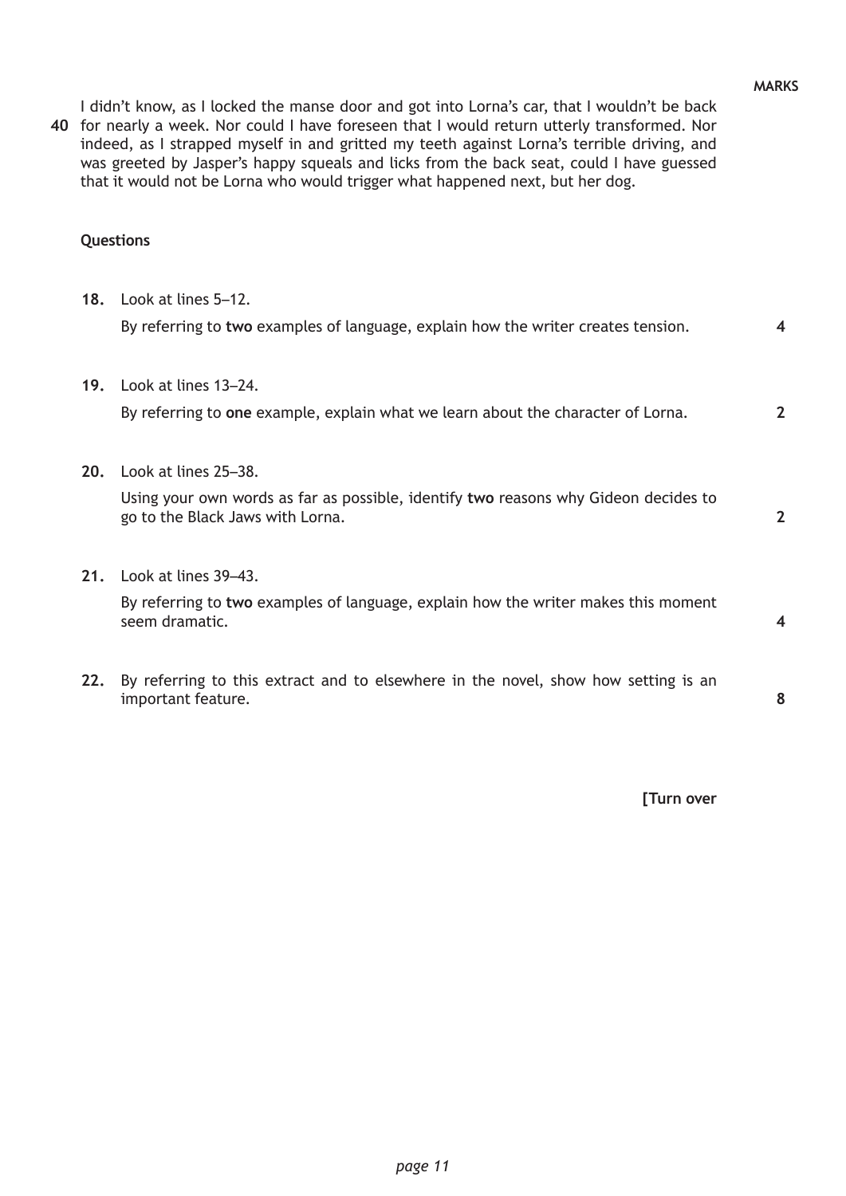I didn't know, as I locked the manse door and got into Lorna's car, that I wouldn't be back
40 for nearly a week. Nor could I have foreseen that I would return utterly transformed. Nor indeed, as I strapped myself in and gritted my teeth against Lorna's terrible driving, and was greeted by Jasper's happy squeals and licks from the back seat, could I have guessed that it would not be Lorna who would trigger what happened next, but her dog.

**Questions**

| | | MARKS |
|---|---|---|
| **18.** | Look at lines 5–12.<br>By referring to **two** examples of language, explain how the writer creates tension. | 4 |
| **19.** | Look at lines 13–24.<br>By referring to **one** example, explain what we learn about the character of Lorna. | 2 |
| **20.** | Look at lines 25–38.<br>Using your own words as far as possible, identify **two** reasons why Gideon decides to go to the Black Jaws with Lorna. | 2 |
| **21.** | Look at lines 39–43.<br>By referring to **two** examples of language, explain how the writer makes this moment seem dramatic. | 4 |
| **22.** | By referring to this extract and to elsewhere in the novel, show how setting is an important feature. | 8 |

**[Turn over**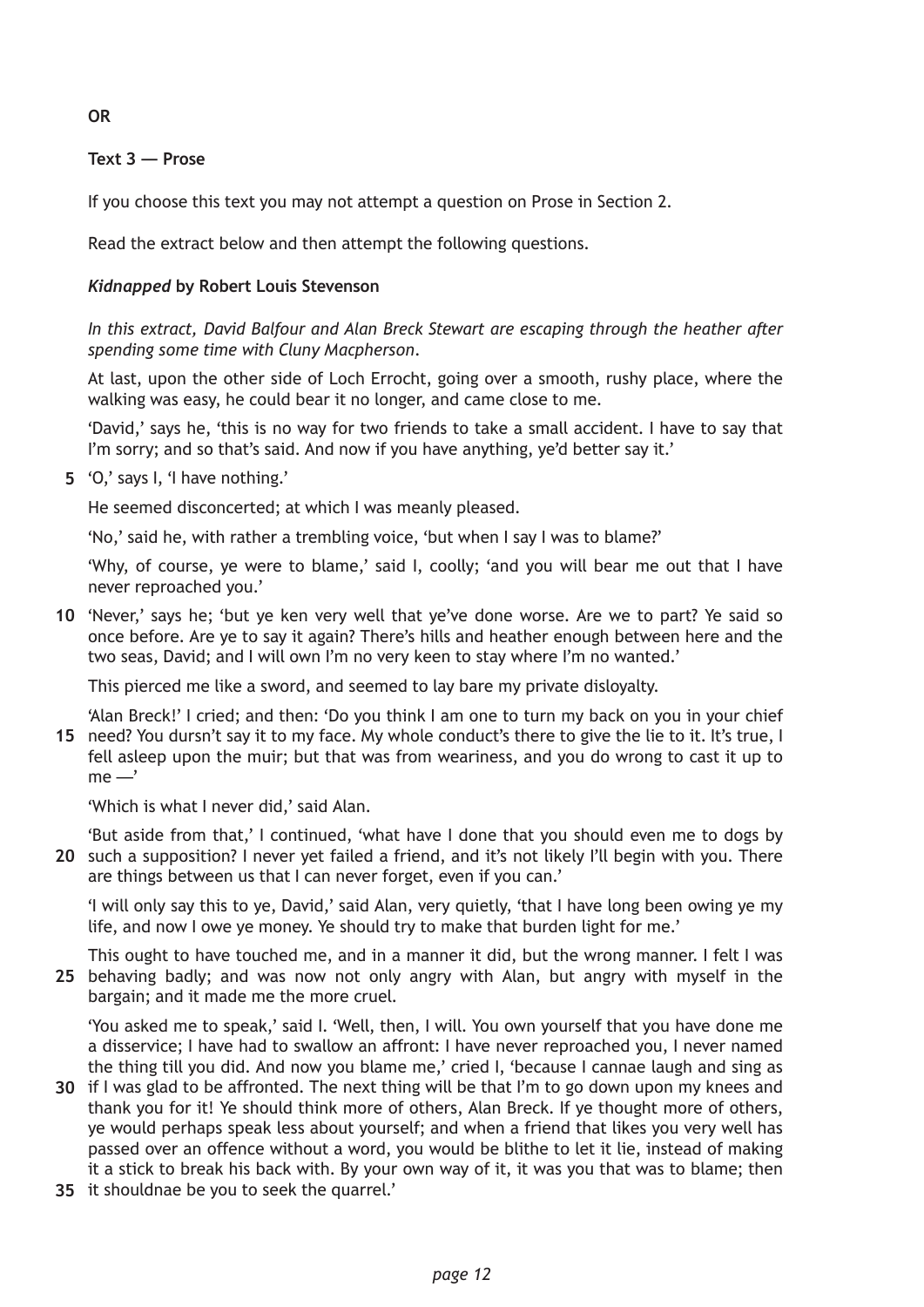**OR**

**Text 3 — Prose**

If you choose this text you may not attempt a question on Prose in Section 2.

Read the extract below and then attempt the following questions.

***Kidnapped*** **by Robert Louis Stevenson**

*In this extract, David Balfour and Alan Breck Stewart are escaping through the heather after spending some time with Cluny Macpherson.*

At last, upon the other side of Loch Errocht, going over a smooth, rushy place, where the walking was easy, he could bear it no longer, and came close to me.

'David,' says he, 'this is no way for two friends to take a small accident. I have to say that I'm sorry; and so that's said. And now if you have anything, ye'd better say it.'

**5** 'O,' says I, 'I have nothing.'

He seemed disconcerted; at which I was meanly pleased.

'No,' said he, with rather a trembling voice, 'but when I say I was to blame?'

'Why, of course, ye were to blame,' said I, coolly; 'and you will bear me out that I have never reproached you.'

**10** 'Never,' says he; 'but ye ken very well that ye've done worse. Are we to part? Ye said so once before. Are ye to say it again? There's hills and heather enough between here and the two seas, David; and I will own I'm no very keen to stay where I'm no wanted.'

This pierced me like a sword, and seemed to lay bare my private disloyalty.

'Alan Breck!' I cried; and then: 'Do you think I am one to turn my back on you in your chief **15** need? You dursn't say it to my face. My whole conduct's there to give the lie to it. It's true, I fell asleep upon the muir; but that was from weariness, and you do wrong to cast it up to me —'

'Which is what I never did,' said Alan.

'But aside from that,' I continued, 'what have I done that you should even me to dogs by **20** such a supposition? I never yet failed a friend, and it's not likely I'll begin with you. There are things between us that I can never forget, even if you can.'

'I will only say this to ye, David,' said Alan, very quietly, 'that I have long been owing ye my life, and now I owe ye money. Ye should try to make that burden light for me.'

This ought to have touched me, and in a manner it did, but the wrong manner. I felt I was **25** behaving badly; and was now not only angry with Alan, but angry with myself in the bargain; and it made me the more cruel.

'You asked me to speak,' said I. 'Well, then, I will. You own yourself that you have done me a disservice; I have had to swallow an affront: I have never reproached you, I never named the thing till you did. And now you blame me,' cried I, 'because I cannae laugh and sing as **30** if I was glad to be affronted. The next thing will be that I'm to go down upon my knees and thank you for it! Ye should think more of others, Alan Breck. If ye thought more of others, ye would perhaps speak less about yourself; and when a friend that likes you very well has passed over an offence without a word, you would be blithe to let it lie, instead of making it a stick to break his back with. By your own way of it, it was you that was to blame; then **35** it shouldnae be you to seek the quarrel.'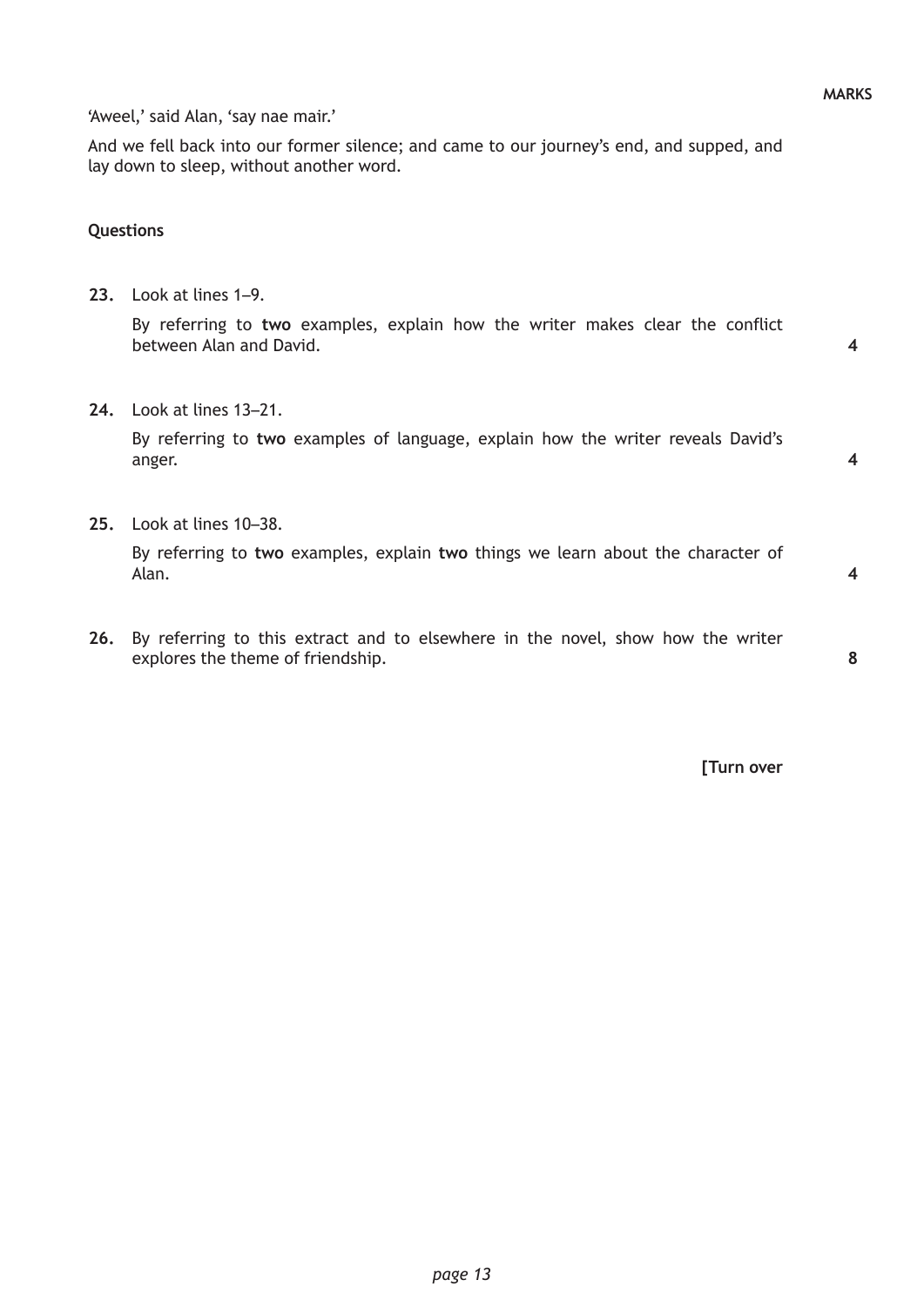'Aweel,' said Alan, 'say nae mair.'

And we fell back into our former silence; and came to our journey's end, and supped, and lay down to sleep, without another word.

**Questions**

**MARKS**

**23.** Look at lines 1–9.

By referring to **two** examples, explain how the writer makes clear the conflict between Alan and David. **4**

**24.** Look at lines 13–21.

By referring to **two** examples of language, explain how the writer reveals David's anger. **4**

**25.** Look at lines 10–38.

By referring to **two** examples, explain **two** things we learn about the character of Alan. **4**

**26.** By referring to this extract and to elsewhere in the novel, show how the writer explores the theme of friendship. **8**

**[Turn over**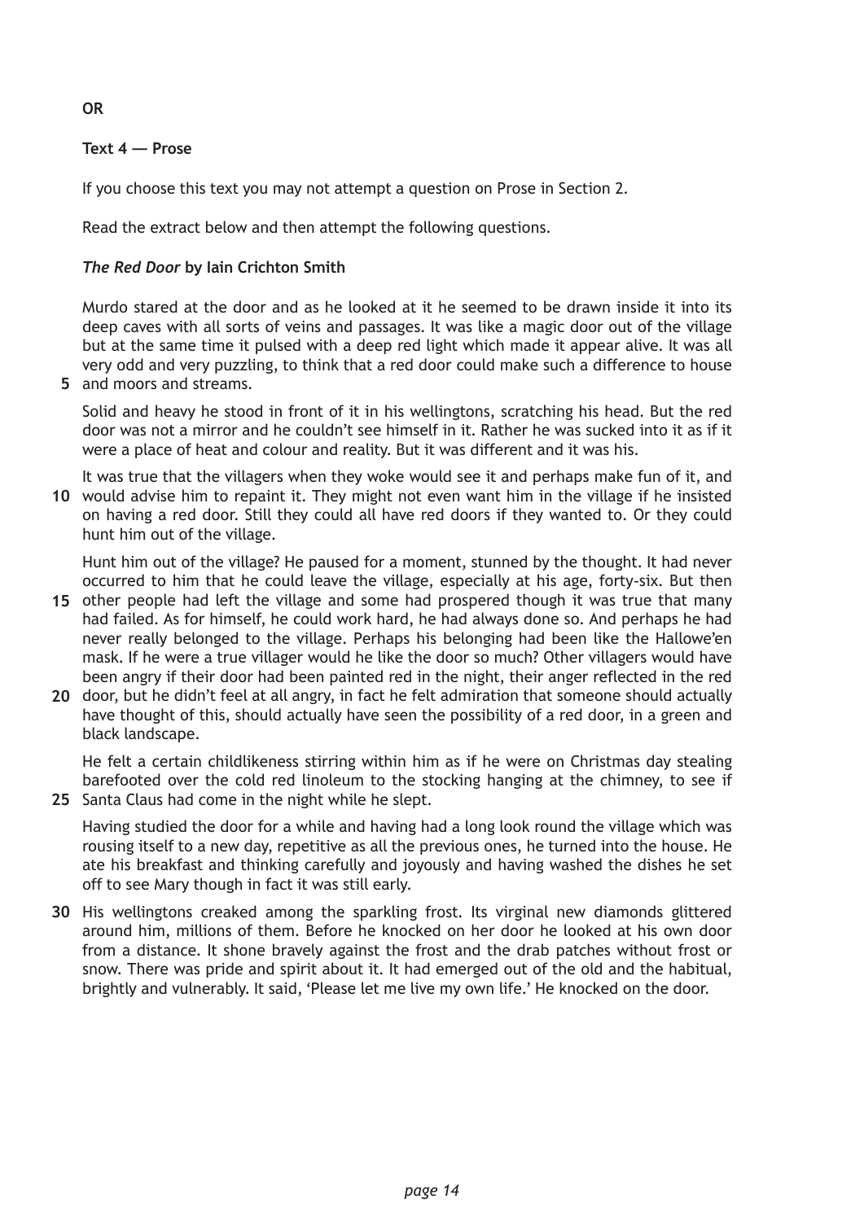**OR**

**Text 4 — Prose**

If you choose this text you may not attempt a question on Prose in Section 2.

Read the extract below and then attempt the following questions.

***The Red Door* by Iain Crichton Smith**

Murdo stared at the door and as he looked at it he seemed to be drawn inside it into its deep caves with all sorts of veins and passages. It was like a magic door out of the village but at the same time it pulsed with a deep red light which made it appear alive. It was all very odd and very puzzling, to think that a red door could make such a difference to house **5** and moors and streams.

Solid and heavy he stood in front of it in his wellingtons, scratching his head. But the red door was not a mirror and he couldn't see himself in it. Rather he was sucked into it as if it were a place of heat and colour and reality. But it was different and it was his.

It was true that the villagers when they woke would see it and perhaps make fun of it, and **10** would advise him to repaint it. They might not even want him in the village if he insisted on having a red door. Still they could all have red doors if they wanted to. Or they could hunt him out of the village.

Hunt him out of the village? He paused for a moment, stunned by the thought. It had never occurred to him that he could leave the village, especially at his age, forty-six. But then **15** other people had left the village and some had prospered though it was true that many had failed. As for himself, he could work hard, he had always done so. And perhaps he had never really belonged to the village. Perhaps his belonging had been like the Hallowe'en mask. If he were a true villager would he like the door so much? Other villagers would have been angry if their door had been painted red in the night, their anger reflected in the red **20** door, but he didn't feel at all angry, in fact he felt admiration that someone should actually have thought of this, should actually have seen the possibility of a red door, in a green and black landscape.

He felt a certain childlikeness stirring within him as if he were on Christmas day stealing barefooted over the cold red linoleum to the stocking hanging at the chimney, to see if **25** Santa Claus had come in the night while he slept.

Having studied the door for a while and having had a long look round the village which was rousing itself to a new day, repetitive as all the previous ones, he turned into the house. He ate his breakfast and thinking carefully and joyously and having washed the dishes he set off to see Mary though in fact it was still early.

**30** His wellingtons creaked among the sparkling frost. Its virginal new diamonds glittered around him, millions of them. Before he knocked on her door he looked at his own door from a distance. It shone bravely against the frost and the drab patches without frost or snow. There was pride and spirit about it. It had emerged out of the old and the habitual, brightly and vulnerably. It said, 'Please let me live my own life.' He knocked on the door.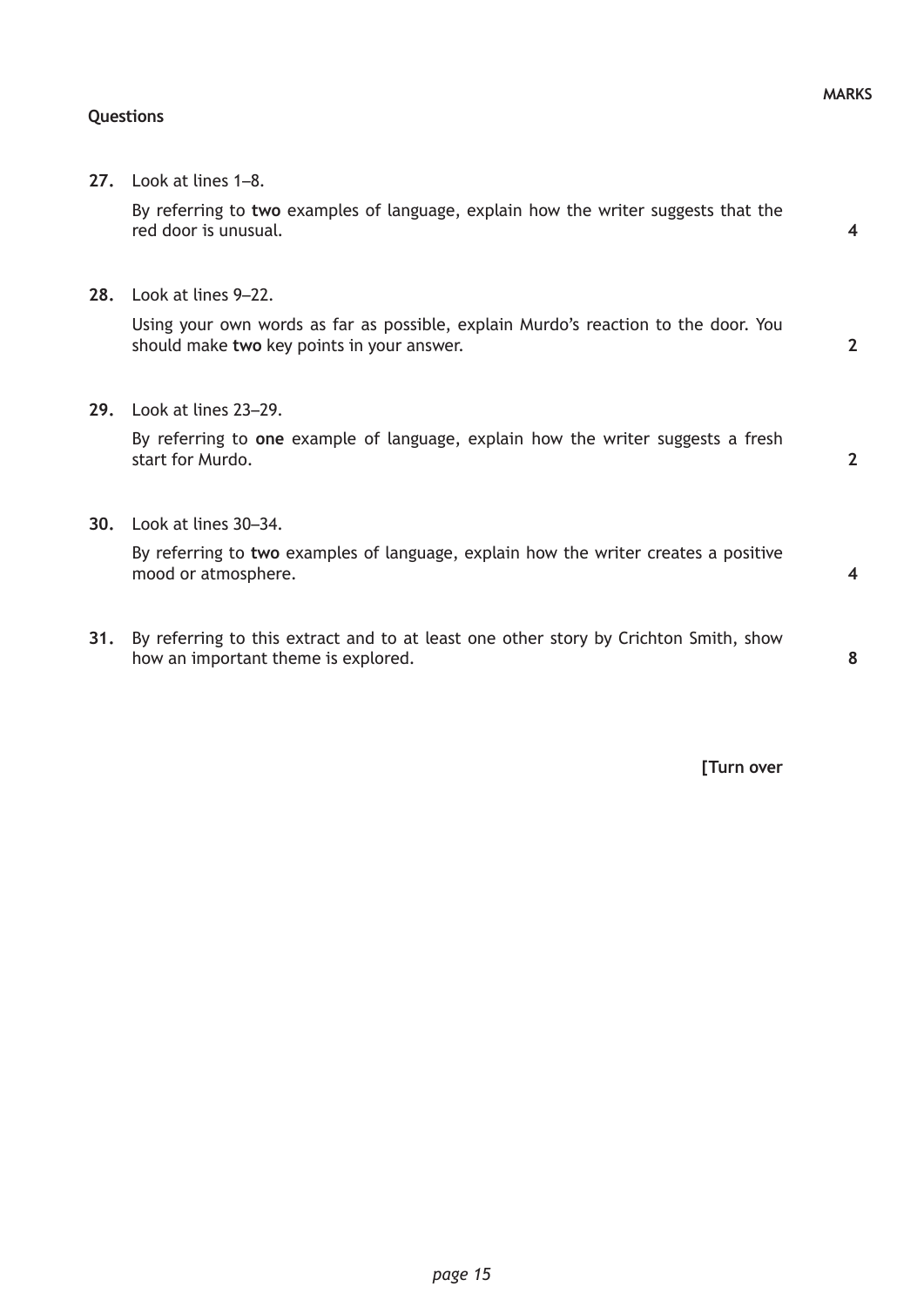**Questions** **MARKS**

**27.** Look at lines 1–8.

By referring to **two** examples of language, explain how the writer suggests that the red door is unusual. **4**

**28.** Look at lines 9–22.

Using your own words as far as possible, explain Murdo's reaction to the door. You should make **two** key points in your answer. **2**

**29.** Look at lines 23–29.

By referring to **one** example of language, explain how the writer suggests a fresh start for Murdo. **2**

**30.** Look at lines 30–34.

By referring to **two** examples of language, explain how the writer creates a positive mood or atmosphere. **4**

**31.** By referring to this extract and to at least one other story by Crichton Smith, show how an important theme is explored. **8**

**[Turn over**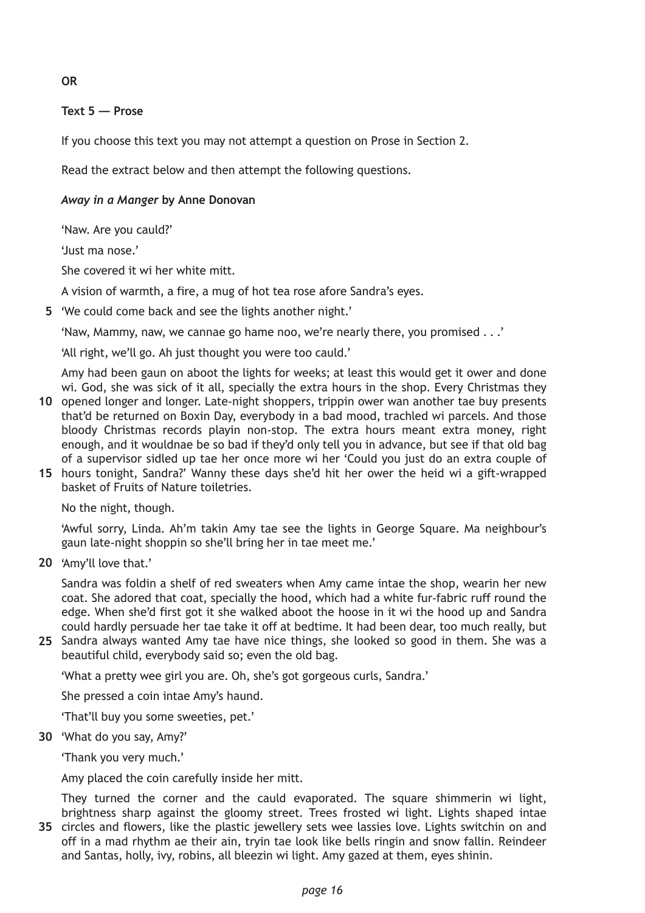**OR**

**Text 5 — Prose**

If you choose this text you may not attempt a question on Prose in Section 2.

Read the extract below and then attempt the following questions.

***Away in a Manger* by Anne Donovan**

'Naw. Are you cauld?'

'Just ma nose.'

She covered it wi her white mitt.

A vision of warmth, a fire, a mug of hot tea rose afore Sandra's eyes.

5 'We could come back and see the lights another night.'

'Naw, Mammy, naw, we cannae go hame noo, we're nearly there, you promised . . .'

'All right, we'll go. Ah just thought you were too cauld.'

Amy had been gaun on aboot the lights for weeks; at least this would get it ower and done wi. God, she was sick of it all, specially the extra hours in the shop. Every Christmas they 10 opened longer and longer. Late-night shoppers, trippin ower wan another tae buy presents that'd be returned on Boxin Day, everybody in a bad mood, trachled wi parcels. And those bloody Christmas records playin non-stop. The extra hours meant extra money, right enough, and it wouldnae be so bad if they'd only tell you in advance, but see if that old bag of a supervisor sidled up tae her once more wi her 'Could you just do an extra couple of 15 hours tonight, Sandra?' Wanny these days she'd hit her ower the heid wi a gift-wrapped basket of Fruits of Nature toiletries.

No the night, though.

'Awful sorry, Linda. Ah'm takin Amy tae see the lights in George Square. Ma neighbour's gaun late-night shoppin so she'll bring her in tae meet me.'

20 'Amy'll love that.'

Sandra was foldin a shelf of red sweaters when Amy came intae the shop, wearin her new coat. She adored that coat, specially the hood, which had a white fur-fabric ruff round the edge. When she'd first got it she walked aboot the hoose in it wi the hood up and Sandra could hardly persuade her tae take it off at bedtime. It had been dear, too much really, but 25 Sandra always wanted Amy tae have nice things, she looked so good in them. She was a beautiful child, everybody said so; even the old bag.

'What a pretty wee girl you are. Oh, she's got gorgeous curls, Sandra.'

She pressed a coin intae Amy's haund.

'That'll buy you some sweeties, pet.'

30 'What do you say, Amy?'

'Thank you very much.'

Amy placed the coin carefully inside her mitt.

They turned the corner and the cauld evaporated. The square shimmerin wi light, brightness sharp against the gloomy street. Trees frosted wi light. Lights shaped intae 35 circles and flowers, like the plastic jewellery sets wee lassies love. Lights switchin on and off in a mad rhythm ae their ain, tryin tae look like bells ringin and snow fallin. Reindeer and Santas, holly, ivy, robins, all bleezin wi light. Amy gazed at them, eyes shinin.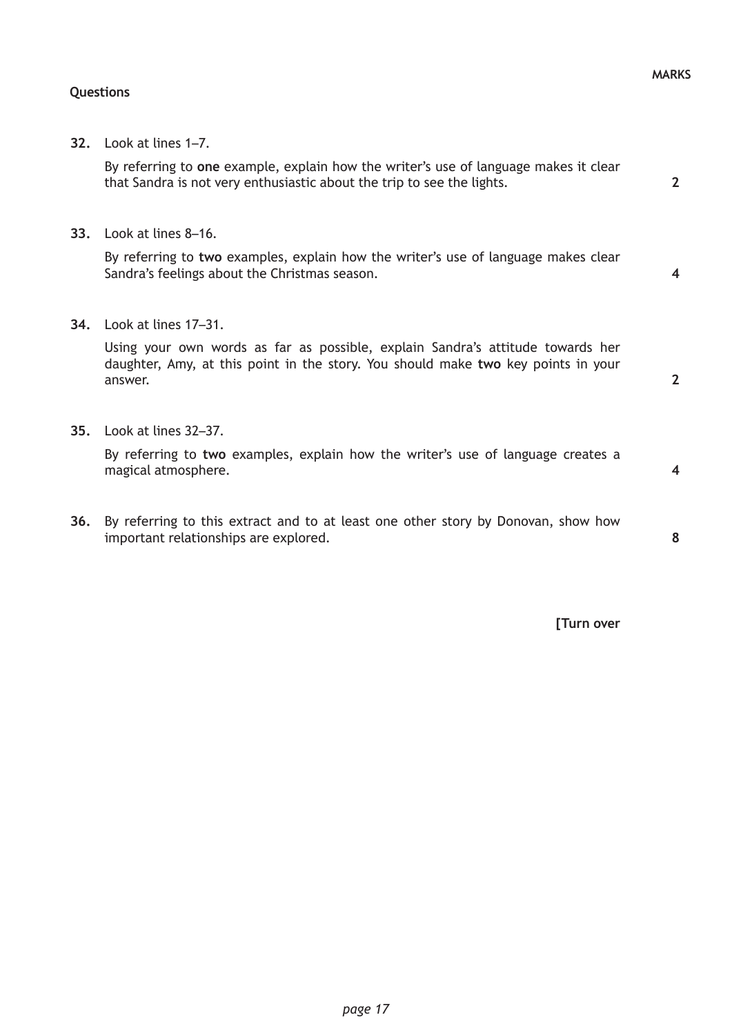**MARKS**

**Questions**

**32.** Look at lines 1–7.

By referring to **one** example, explain how the writer's use of language makes it clear that Sandra is not very enthusiastic about the trip to see the lights. **2**

**33.** Look at lines 8–16.

By referring to **two** examples, explain how the writer's use of language makes clear Sandra's feelings about the Christmas season. **4**

**34.** Look at lines 17–31.

Using your own words as far as possible, explain Sandra's attitude towards her daughter, Amy, at this point in the story. You should make **two** key points in your answer. **2**

**35.** Look at lines 32–37.

By referring to **two** examples, explain how the writer's use of language creates a magical atmosphere. **4**

**36.** By referring to this extract and to at least one other story by Donovan, show how important relationships are explored. **8**

**[Turn over**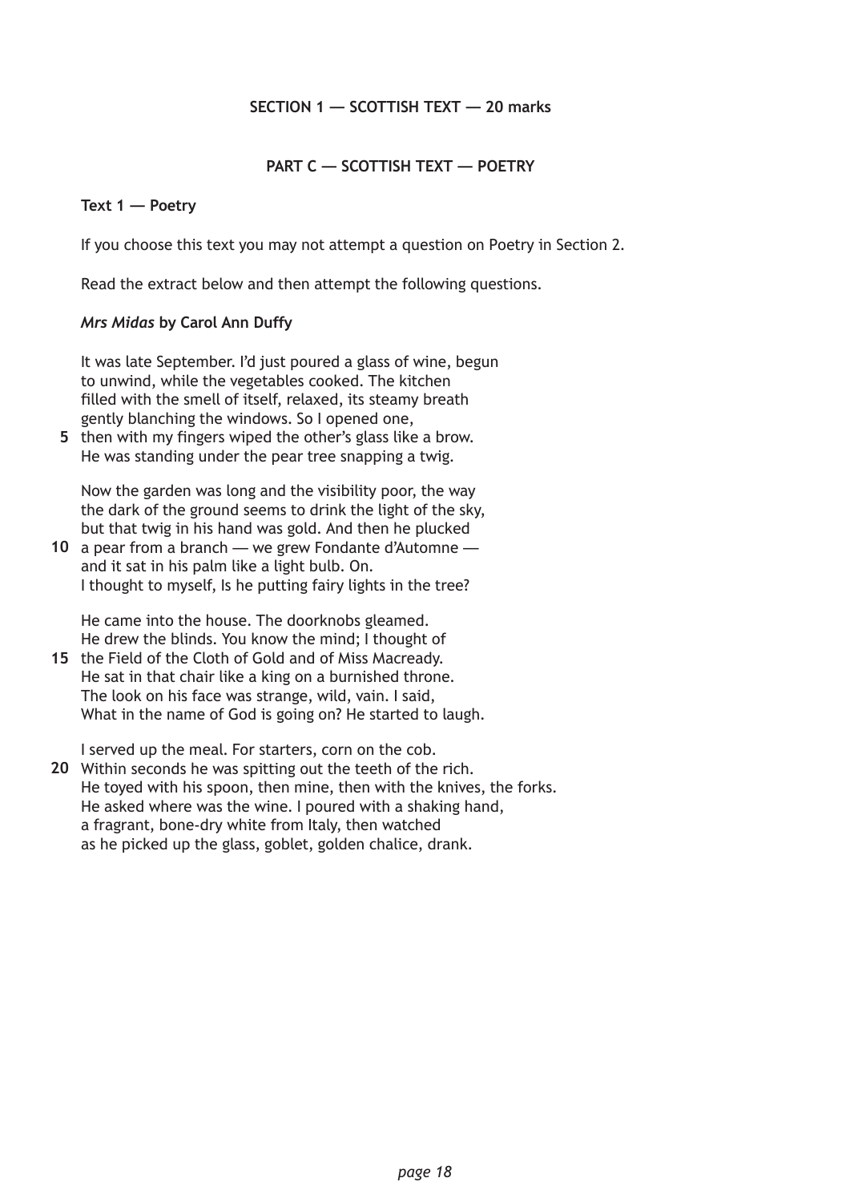**SECTION 1 — SCOTTISH TEXT — 20 marks**

**PART C — SCOTTISH TEXT — POETRY**

**Text 1 — Poetry**

If you choose this text you may not attempt a question on Poetry in Section 2.

Read the extract below and then attempt the following questions.

***Mrs Midas* by Carol Ann Duffy**

It was late September. I'd just poured a glass of wine, begun  
to unwind, while the vegetables cooked. The kitchen  
filled with the smell of itself, relaxed, its steamy breath  
gently blanching the windows. So I opened one,  
**5** then with my fingers wiped the other's glass like a brow.  
He was standing under the pear tree snapping a twig.

Now the garden was long and the visibility poor, the way  
the dark of the ground seems to drink the light of the sky,  
but that twig in his hand was gold. And then he plucked  
**10** a pear from a branch — we grew Fondante d'Automne —  
and it sat in his palm like a light bulb. On.  
I thought to myself, Is he putting fairy lights in the tree?

He came into the house. The doorknobs gleamed.  
He drew the blinds. You know the mind; I thought of  
**15** the Field of the Cloth of Gold and of Miss Macready.  
He sat in that chair like a king on a burnished throne.  
The look on his face was strange, wild, vain. I said,  
What in the name of God is going on? He started to laugh.

I served up the meal. For starters, corn on the cob.  
**20** Within seconds he was spitting out the teeth of the rich.  
He toyed with his spoon, then mine, then with the knives, the forks.  
He asked where was the wine. I poured with a shaking hand,  
a fragrant, bone-dry white from Italy, then watched  
as he picked up the glass, goblet, golden chalice, drank.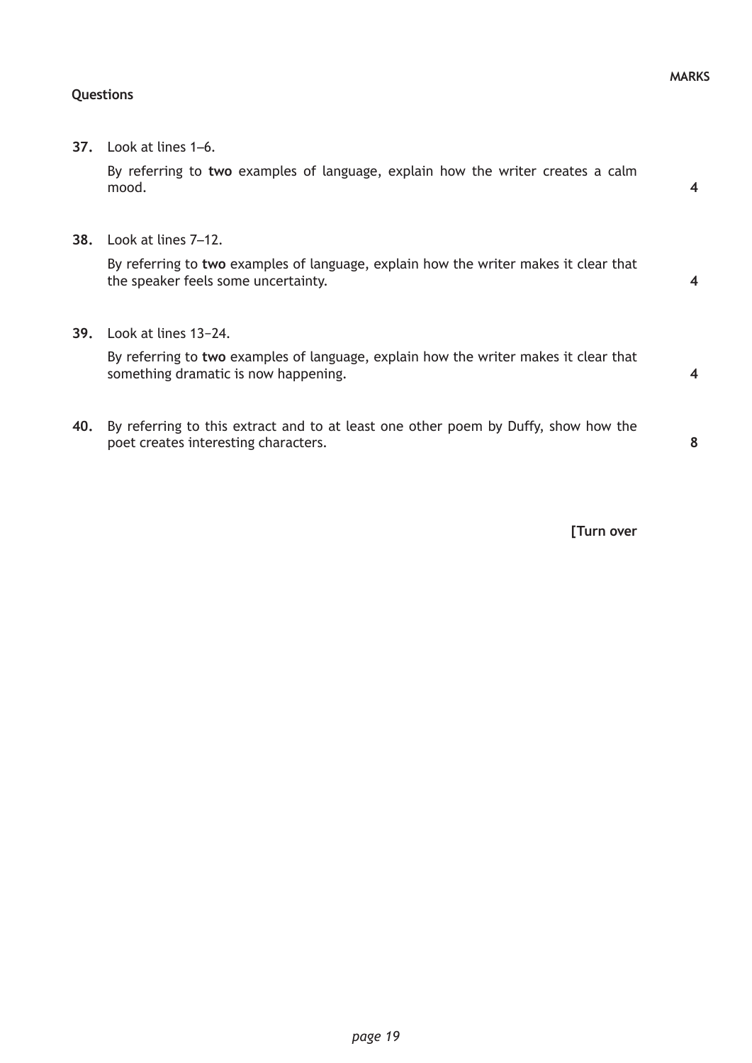**Questions**

**MARKS**

**37.** Look at lines 1–6.

By referring to **two** examples of language, explain how the writer creates a calm mood. **4**

**38.** Look at lines 7–12.

By referring to **two** examples of language, explain how the writer makes it clear that the speaker feels some uncertainty. **4**

**39.** Look at lines 13–24.

By referring to **two** examples of language, explain how the writer makes it clear that something dramatic is now happening. **4**

**40.** By referring to this extract and to at least one other poem by Duffy, show how the poet creates interesting characters. **8**

**[Turn over**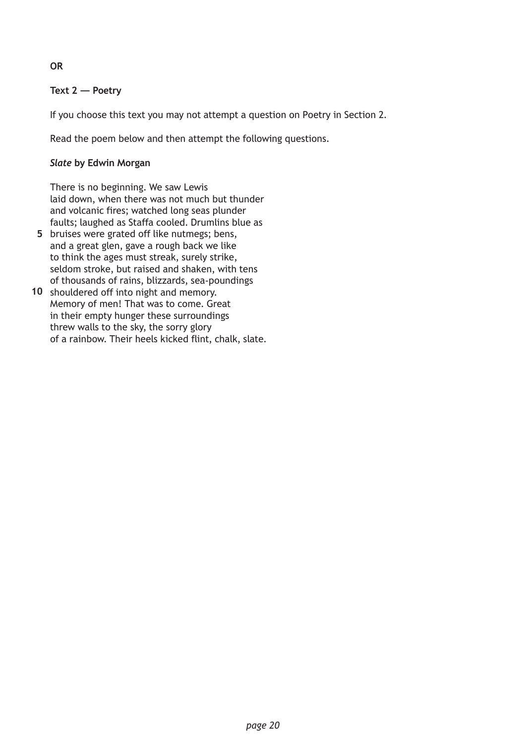**OR**

**Text 2 — Poetry**

If you choose this text you may not attempt a question on Poetry in Section 2.

Read the poem below and then attempt the following questions.

***Slate* by Edwin Morgan**

There is no beginning. We saw Lewis  
laid down, when there was not much but thunder  
and volcanic fires; watched long seas plunder  
faults; laughed as Staffa cooled. Drumlins blue as  
**5** bruises were grated off like nutmegs; bens,  
and a great glen, gave a rough back we like  
to think the ages must streak, surely strike,  
seldom stroke, but raised and shaken, with tens  
of thousands of rains, blizzards, sea-poundings  
**10** shouldered off into night and memory.  
Memory of men! That was to come. Great  
in their empty hunger these surroundings  
threw walls to the sky, the sorry glory  
of a rainbow. Their heels kicked flint, chalk, slate.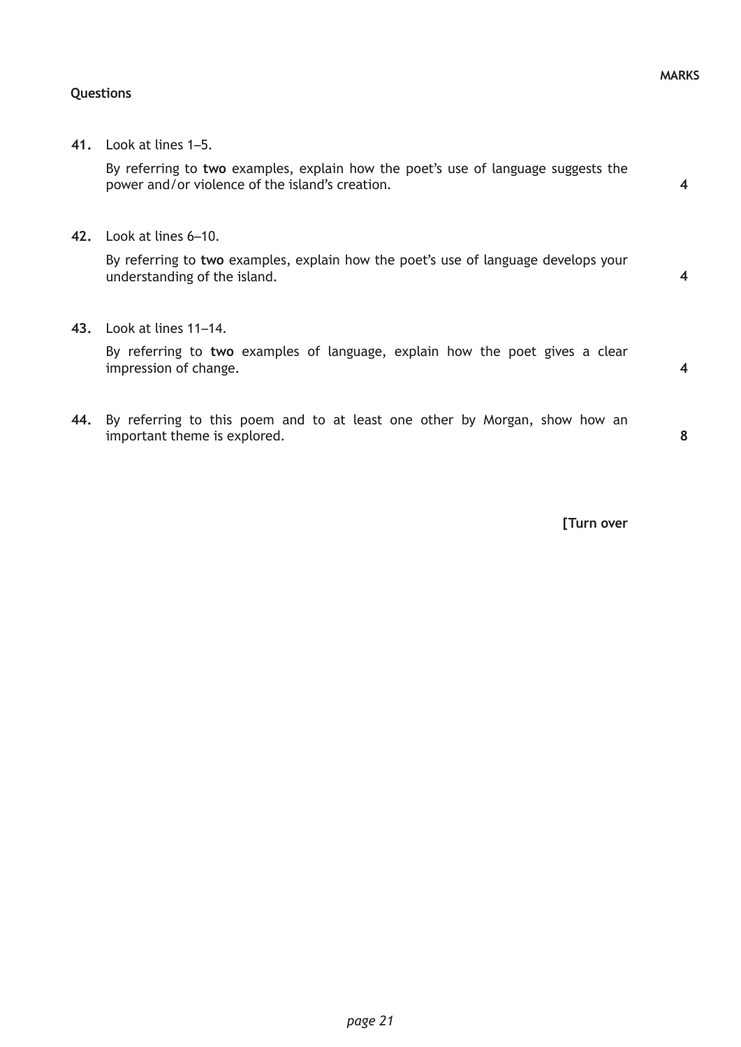**Questions** | **MARKS**

**41.** Look at lines 1–5.

By referring to **two** examples, explain how the poet's use of language suggests the power and/or violence of the island's creation. **4**

**42.** Look at lines 6–10.

By referring to **two** examples, explain how the poet's use of language develops your understanding of the island. **4**

**43.** Look at lines 11–14.

By referring to **two** examples of language, explain how the poet gives a clear impression of change. **4**

**44.** By referring to this poem and to at least one other by Morgan, show how an important theme is explored. **8**

**[Turn over**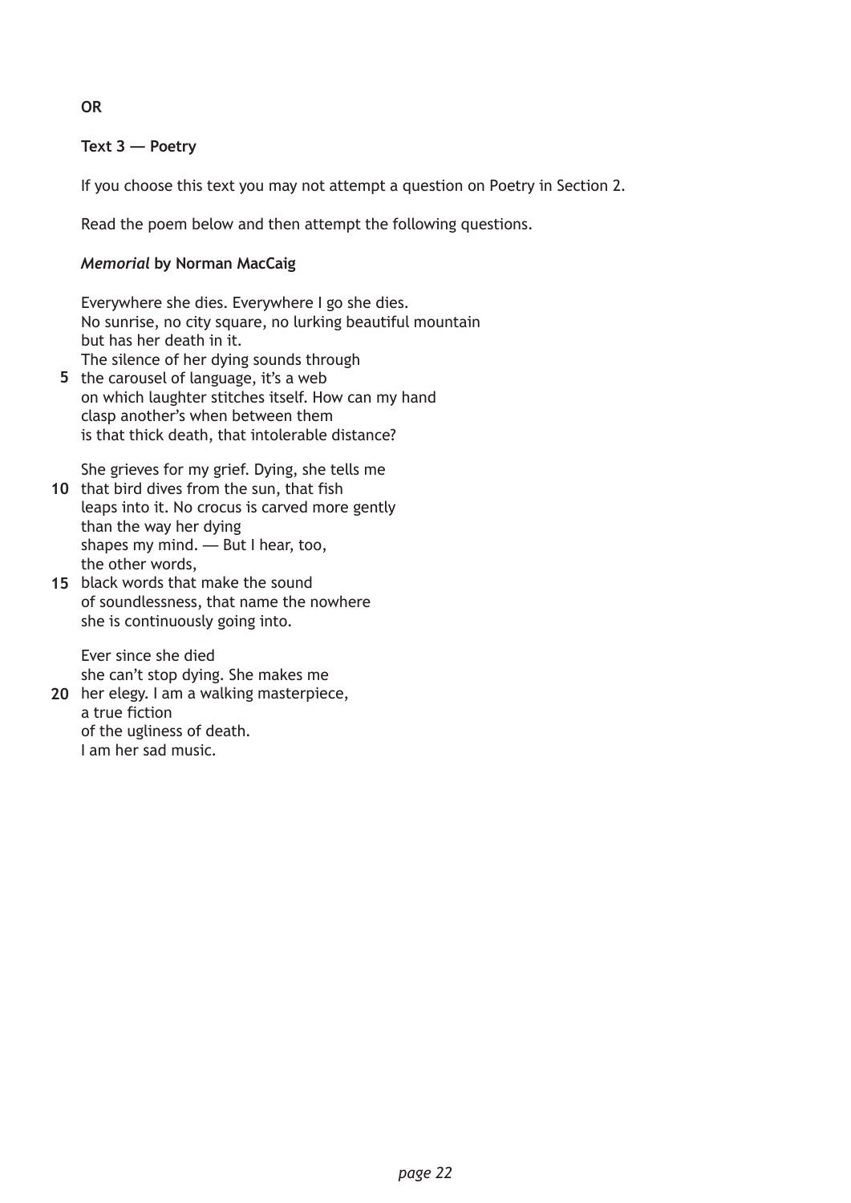**OR**

**Text 3 — Poetry**

If you choose this text you may not attempt a question on Poetry in Section 2.

Read the poem below and then attempt the following questions.

***Memorial* by Norman MacCaig**

Everywhere she dies. Everywhere I go she dies.  
No sunrise, no city square, no lurking beautiful mountain  
but has her death in it.  
The silence of her dying sounds through  
**5** the carousel of language, it's a web  
on which laughter stitches itself. How can my hand  
clasp another's when between them  
is that thick death, that intolerable distance?

She grieves for my grief. Dying, she tells me  
**10** that bird dives from the sun, that fish  
leaps into it. No crocus is carved more gently  
than the way her dying  
shapes my mind. — But I hear, too,  
the other words,  
**15** black words that make the sound  
of soundlessness, that name the nowhere  
she is continuously going into.

Ever since she died  
she can't stop dying. She makes me  
**20** her elegy. I am a walking masterpiece,  
a true fiction  
of the ugliness of death.  
I am her sad music.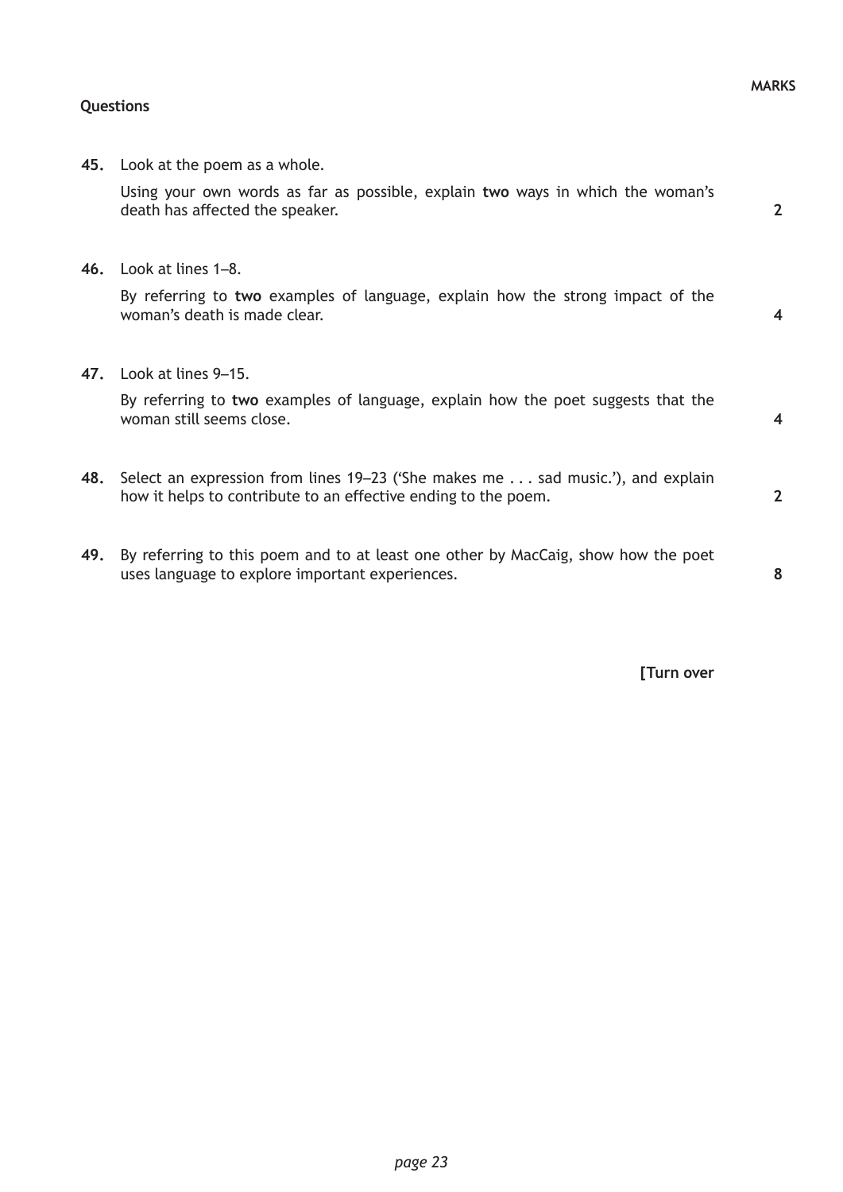**MARKS**

**Questions**

**45.** Look at the poem as a whole.

Using your own words as far as possible, explain **two** ways in which the woman's death has affected the speaker. **2**

**46.** Look at lines 1–8.

By referring to **two** examples of language, explain how the strong impact of the woman's death is made clear. **4**

**47.** Look at lines 9–15.

By referring to **two** examples of language, explain how the poet suggests that the woman still seems close. **4**

**48.** Select an expression from lines 19–23 ('She makes me . . . sad music.'), and explain how it helps to contribute to an effective ending to the poem. **2**

**49.** By referring to this poem and to at least one other by MacCaig, show how the poet uses language to explore important experiences. **8**

**[Turn over**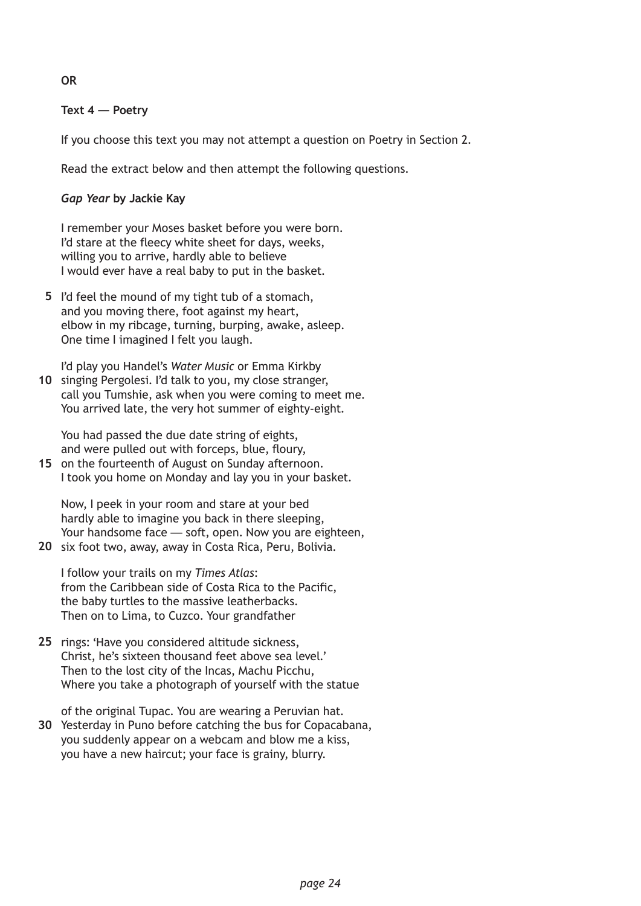**OR**

**Text 4 — Poetry**

If you choose this text you may not attempt a question on Poetry in Section 2.

Read the extract below and then attempt the following questions.

***Gap Year* by Jackie Kay**

I remember your Moses basket before you were born.  
I'd stare at the fleecy white sheet for days, weeks,  
willing you to arrive, hardly able to believe  
I would ever have a real baby to put in the basket.

**5** I'd feel the mound of my tight tub of a stomach,  
and you moving there, foot against my heart,  
elbow in my ribcage, turning, burping, awake, asleep.  
One time I imagined I felt you laugh.

I'd play you Handel's *Water Music* or Emma Kirkby  
**10** singing Pergolesi. I'd talk to you, my close stranger,  
call you Tumshie, ask when you were coming to meet me.  
You arrived late, the very hot summer of eighty-eight.

You had passed the due date string of eights,  
and were pulled out with forceps, blue, floury,  
**15** on the fourteenth of August on Sunday afternoon.  
I took you home on Monday and lay you in your basket.

Now, I peek in your room and stare at your bed  
hardly able to imagine you back in there sleeping,  
Your handsome face — soft, open. Now you are eighteen,  
**20** six foot two, away, away in Costa Rica, Peru, Bolivia.

I follow your trails on my *Times Atlas*:  
from the Caribbean side of Costa Rica to the Pacific,  
the baby turtles to the massive leatherbacks.  
Then on to Lima, to Cuzco. Your grandfather

**25** rings: 'Have you considered altitude sickness,  
Christ, he's sixteen thousand feet above sea level.'  
Then to the lost city of the Incas, Machu Picchu,  
Where you take a photograph of yourself with the statue

of the original Tupac. You are wearing a Peruvian hat.  
**30** Yesterday in Puno before catching the bus for Copacabana,  
you suddenly appear on a webcam and blow me a kiss,  
you have a new haircut; your face is grainy, blurry.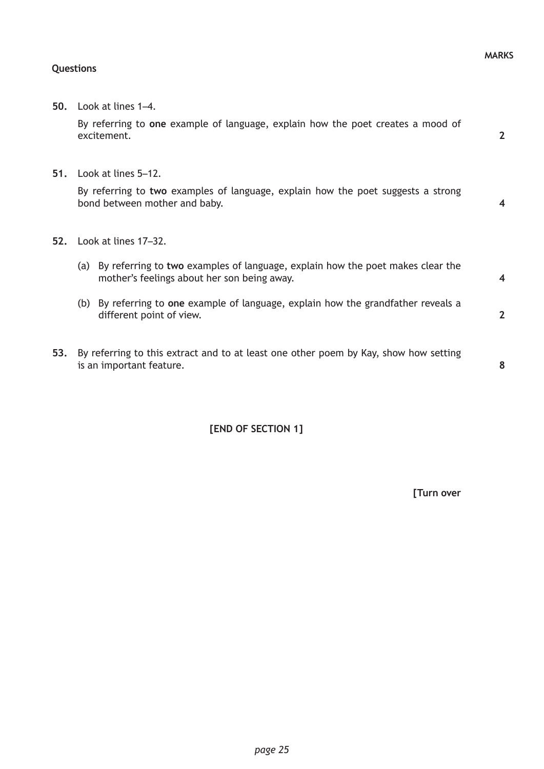**Questions** **MARKS**

**50.** Look at lines 1–4.

By referring to **one** example of language, explain how the poet creates a mood of excitement. **2**

**51.** Look at lines 5–12.

By referring to **two** examples of language, explain how the poet suggests a strong bond between mother and baby. **4**

**52.** Look at lines 17–32.

(a) By referring to **two** examples of language, explain how the poet makes clear the mother's feelings about her son being away. **4**

(b) By referring to **one** example of language, explain how the grandfather reveals a different point of view. **2**

**53.** By referring to this extract and to at least one other poem by Kay, show how setting is an important feature. **8**

**[END OF SECTION 1]**

**[Turn over**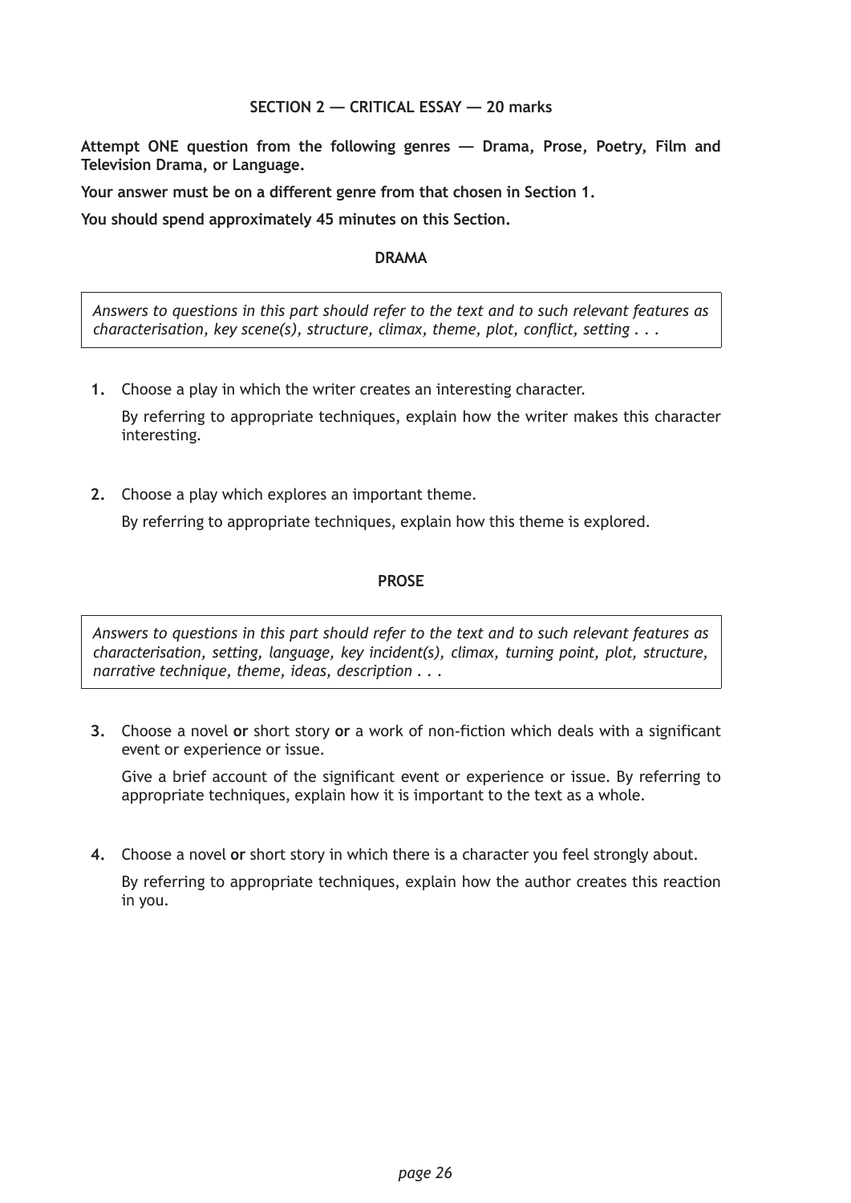## SECTION 2 — CRITICAL ESSAY — 20 marks

**Attempt ONE question from the following genres — Drama, Prose, Poetry, Film and Television Drama, or Language.**

**Your answer must be on a different genre from that chosen in Section 1.**

**You should spend approximately 45 minutes on this Section.**

### DRAMA

*Answers to questions in this part should refer to the text and to such relevant features as characterisation, key scene(s), structure, climax, theme, plot, conflict, setting . . .*

**1.** Choose a play in which the writer creates an interesting character.

By referring to appropriate techniques, explain how the writer makes this character interesting.

**2.** Choose a play which explores an important theme.

By referring to appropriate techniques, explain how this theme is explored.

### PROSE

*Answers to questions in this part should refer to the text and to such relevant features as characterisation, setting, language, key incident(s), climax, turning point, plot, structure, narrative technique, theme, ideas, description . . .*

**3.** Choose a novel **or** short story **or** a work of non-fiction which deals with a significant event or experience or issue.

Give a brief account of the significant event or experience or issue. By referring to appropriate techniques, explain how it is important to the text as a whole.

**4.** Choose a novel **or** short story in which there is a character you feel strongly about.

By referring to appropriate techniques, explain how the author creates this reaction in you.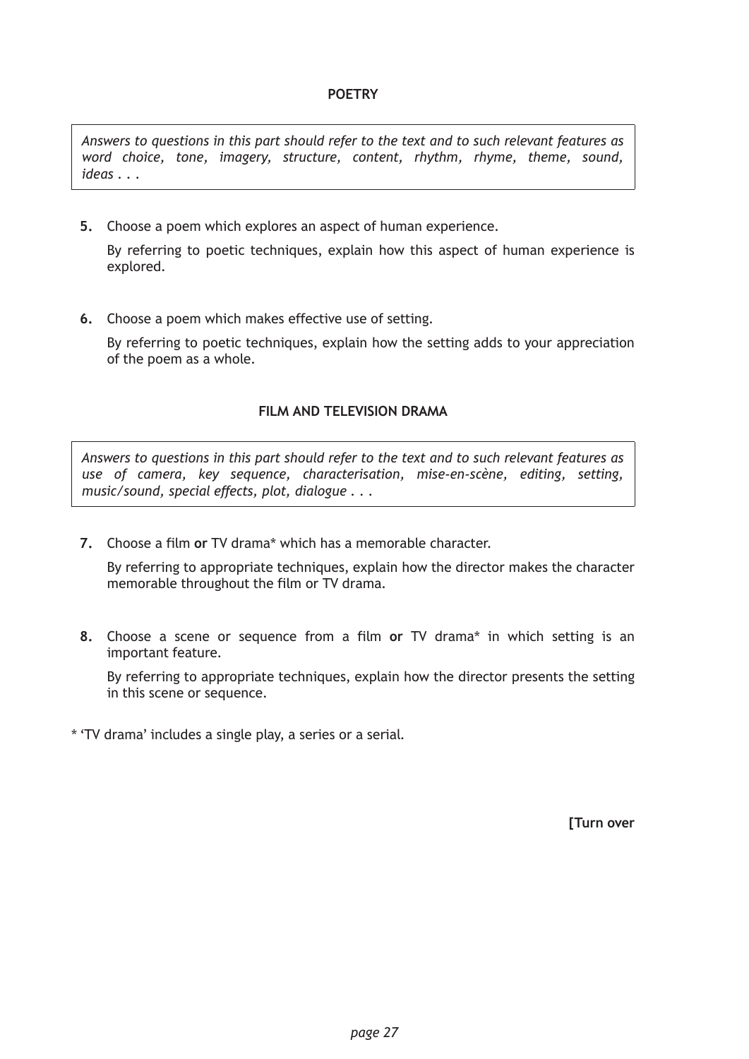## POETRY

*Answers to questions in this part should refer to the text and to such relevant features as word choice, tone, imagery, structure, content, rhythm, rhyme, theme, sound, ideas . . .*

**5.** Choose a poem which explores an aspect of human experience.

By referring to poetic techniques, explain how this aspect of human experience is explored.

**6.** Choose a poem which makes effective use of setting.

By referring to poetic techniques, explain how the setting adds to your appreciation of the poem as a whole.

## FILM AND TELEVISION DRAMA

*Answers to questions in this part should refer to the text and to such relevant features as use of camera, key sequence, characterisation, mise-en-scène, editing, setting, music/sound, special effects, plot, dialogue . . .*

**7.** Choose a film **or** TV drama* which has a memorable character.

By referring to appropriate techniques, explain how the director makes the character memorable throughout the film or TV drama.

**8.** Choose a scene or sequence from a film **or** TV drama* in which setting is an important feature.

By referring to appropriate techniques, explain how the director presents the setting in this scene or sequence.

* 'TV drama' includes a single play, a series or a serial.

**[Turn over**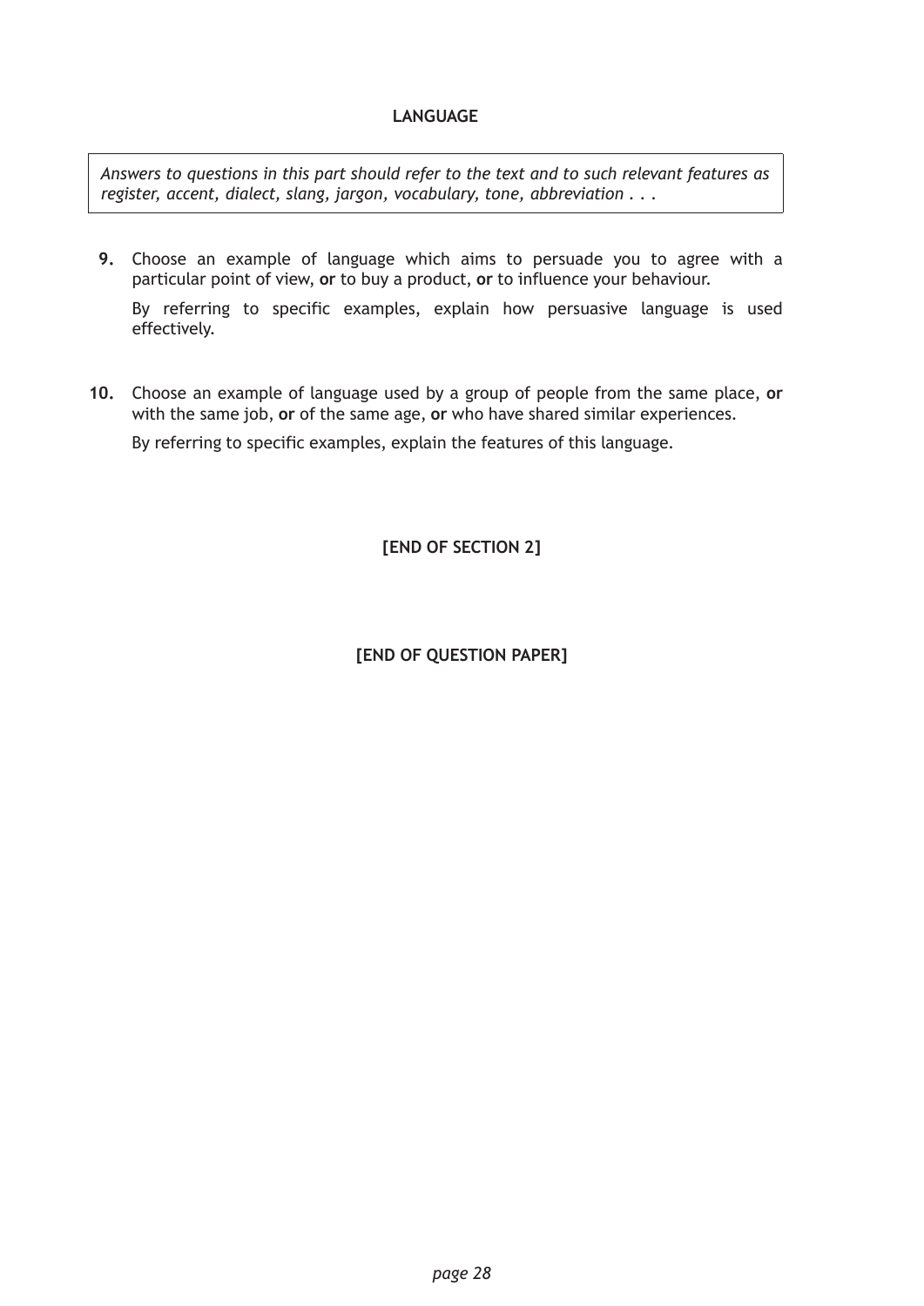## LANGUAGE

*Answers to questions in this part should refer to the text and to such relevant features as register, accent, dialect, slang, jargon, vocabulary, tone, abbreviation . . .*

**9.** Choose an example of language which aims to persuade you to agree with a particular point of view, **or** to buy a product, **or** to influence your behaviour.

By referring to specific examples, explain how persuasive language is used effectively.

**10.** Choose an example of language used by a group of people from the same place, **or** with the same job, **or** of the same age, **or** who have shared similar experiences.

By referring to specific examples, explain the features of this language.

**[END OF SECTION 2]**

**[END OF QUESTION PAPER]**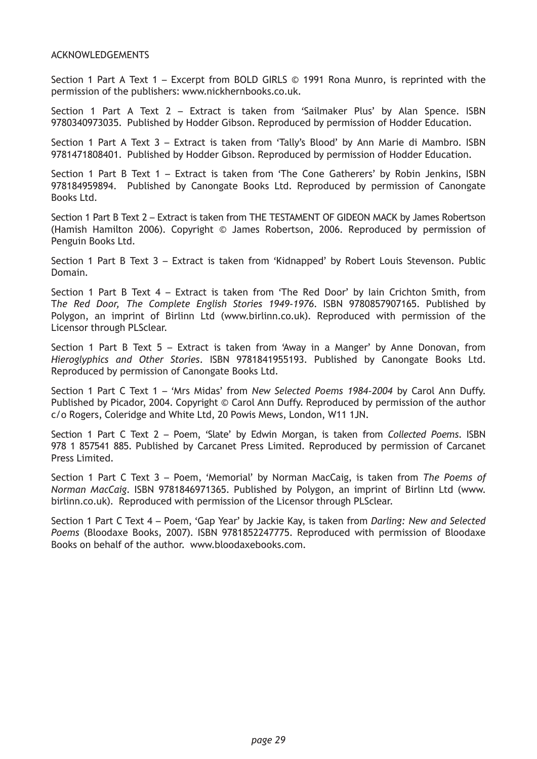ACKNOWLEDGEMENTS

Section 1 Part A Text 1 – Excerpt from BOLD GIRLS © 1991 Rona Munro, is reprinted with the permission of the publishers: www.nickhernbooks.co.uk.

Section 1 Part A Text 2 – Extract is taken from 'Sailmaker Plus' by Alan Spence. ISBN 9780340973035. Published by Hodder Gibson. Reproduced by permission of Hodder Education.

Section 1 Part A Text 3 – Extract is taken from 'Tally's Blood' by Ann Marie di Mambro. ISBN 9781471808401. Published by Hodder Gibson. Reproduced by permission of Hodder Education.

Section 1 Part B Text 1 – Extract is taken from 'The Cone Gatherers' by Robin Jenkins, ISBN 978184959894. Published by Canongate Books Ltd. Reproduced by permission of Canongate Books Ltd.

Section 1 Part B Text 2 – Extract is taken from THE TESTAMENT OF GIDEON MACK by James Robertson (Hamish Hamilton 2006). Copyright © James Robertson, 2006. Reproduced by permission of Penguin Books Ltd.

Section 1 Part B Text 3 – Extract is taken from 'Kidnapped' by Robert Louis Stevenson. Public Domain.

Section 1 Part B Text 4 – Extract is taken from 'The Red Door' by Iain Crichton Smith, from T*he Red Door, The Complete English Stories 1949-1976*. ISBN 9780857907165. Published by Polygon, an imprint of Birlinn Ltd (www.birlinn.co.uk). Reproduced with permission of the Licensor through PLSclear.

Section 1 Part B Text 5 – Extract is taken from 'Away in a Manger' by Anne Donovan, from *Hieroglyphics and Other Stories*. ISBN 9781841955193. Published by Canongate Books Ltd. Reproduced by permission of Canongate Books Ltd.

Section 1 Part C Text 1 – 'Mrs Midas' from *New Selected Poems 1984-2004* by Carol Ann Duffy. Published by Picador, 2004. Copyright © Carol Ann Duffy. Reproduced by permission of the author c/o Rogers, Coleridge and White Ltd, 20 Powis Mews, London, W11 1JN.

Section 1 Part C Text 2 – Poem, 'Slate' by Edwin Morgan, is taken from *Collected Poems*. ISBN 978 1 857541 885. Published by Carcanet Press Limited. Reproduced by permission of Carcanet Press Limited.

Section 1 Part C Text 3 – Poem, 'Memorial' by Norman MacCaig, is taken from *The Poems of Norman MacCaig*. ISBN 9781846971365. Published by Polygon, an imprint of Birlinn Ltd (www.birlinn.co.uk). Reproduced with permission of the Licensor through PLSclear.

Section 1 Part C Text 4 – Poem, 'Gap Year' by Jackie Kay, is taken from *Darling: New and Selected Poems* (Bloodaxe Books, 2007). ISBN 9781852247775. Reproduced with permission of Bloodaxe Books on behalf of the author. www.bloodaxebooks.com.